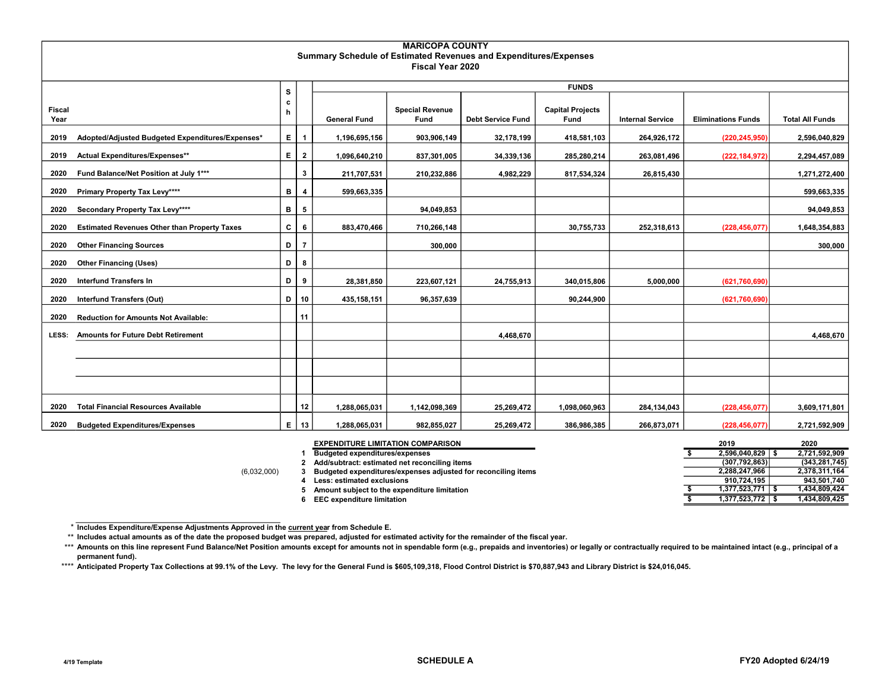# MARICOPA COUNTY

## Summary Schedule of Estimated Revenues and Expenditures/Expenses

### Fiscal Year 2020

| Fiscal Year | | Sch | | General Fund | Special Revenue Fund | Debt Service Fund | Capital Projects Fund | Internal Service | Eliminations Funds | Total All Funds |
|---|---|---|---|---|---|---|---|---|---|---|
| | | | | FUNDS | | | | | | |
| 2019 | Adopted/Adjusted Budgeted Expenditures/Expenses* | E | 1 | 1,196,695,156 | 903,906,149 | 32,178,199 | 418,581,103 | 264,926,172 | (220,245,950) | 2,596,040,829 |
| 2019 | Actual Expenditures/Expenses** | E | 2 | 1,096,640,210 | 837,301,005 | 34,339,136 | 285,280,214 | 263,081,496 | (222,184,972) | 2,294,457,089 |
| 2020 | Fund Balance/Net Position at July 1*** | | 3 | 211,707,531 | 210,232,886 | 4,982,229 | 817,534,324 | 26,815,430 | | 1,271,272,400 |
| 2020 | Primary Property Tax Levy**** | B | 4 | 599,663,335 | | | | | | 599,663,335 |
| 2020 | Secondary Property Tax Levy**** | B | 5 | | 94,049,853 | | | | | 94,049,853 |
| 2020 | Estimated Revenues Other than Property Taxes | C | 6 | 883,470,466 | 710,266,148 | | 30,755,733 | 252,318,613 | (228,456,077) | 1,648,354,883 |
| 2020 | Other Financing Sources | D | 7 | | 300,000 | | | | | 300,000 |
| 2020 | Other Financing (Uses) | D | 8 | | | | | | | |
| 2020 | Interfund Transfers In | D | 9 | 28,381,850 | 223,607,121 | 24,755,913 | 340,015,806 | 5,000,000 | (621,760,690) | |
| 2020 | Interfund Transfers (Out) | D | 10 | 435,158,151 | 96,357,639 | | 90,244,900 | | (621,760,690) | |
| 2020 | Reduction for Amounts Not Available: | | 11 | | | | | | | |
| LESS: | Amounts for Future Debt Retirement | | | | | 4,468,670 | | | | 4,468,670 |
| | | | | | | | | | | |
| | | | | | | | | | | |
| | | | | | | | | | | |
| 2020 | Total Financial Resources Available | | 12 | 1,288,065,031 | 1,142,098,369 | 25,269,472 | 1,098,060,963 | 284,134,043 | (228,456,077) | 3,609,171,801 |
| 2020 | Budgeted Expenditures/Expenses | E | 13 | 1,288,065,031 | 982,855,027 | 25,269,472 | 386,986,385 | 266,873,071 | (228,456,077) | 2,721,592,909 |

(6,032,000)

| | EXPENDITURE LIMITATION COMPARISON | 2019 | 2020 |
|---|---|---|---|
| 1 | Budgeted expenditures/expenses | $ 2,596,040,829 | $ 2,721,592,909 |
| 2 | Add/subtract: estimated net reconciling items | (307,792,863) | (343,281,745) |
| 3 | Budgeted expenditures/expenses adjusted for reconciling items | 2,288,247,966 | 2,378,311,164 |
| 4 | Less: estimated exclusions | 910,724,195 | 943,501,740 |
| 5 | Amount subject to the expenditure limitation | $ 1,377,523,771 | $ 1,434,809,424 |
| 6 | EEC expenditure limitation | $ 1,377,523,772 | $ 1,434,809,425 |

\* Includes Expenditure/Expense Adjustments Approved in the current year from Schedule E.

** Includes actual amounts as of the date the proposed budget was prepared, adjusted for estimated activity for the remainder of the fiscal year.

*** Amounts on this line represent Fund Balance/Net Position amounts except for amounts not in spendable form (e.g., prepaids and inventories) or legally or contractually required to be maintained intact (e.g., principal of a permanent fund).

**** Anticipated Property Tax Collections at 99.1% of the Levy. The levy for the General Fund is $605,109,318, Flood Control District is $70,887,943 and Library District is $24,016,045.

4/19 Template

SCHEDULE A

FY20 Adopted 6/24/19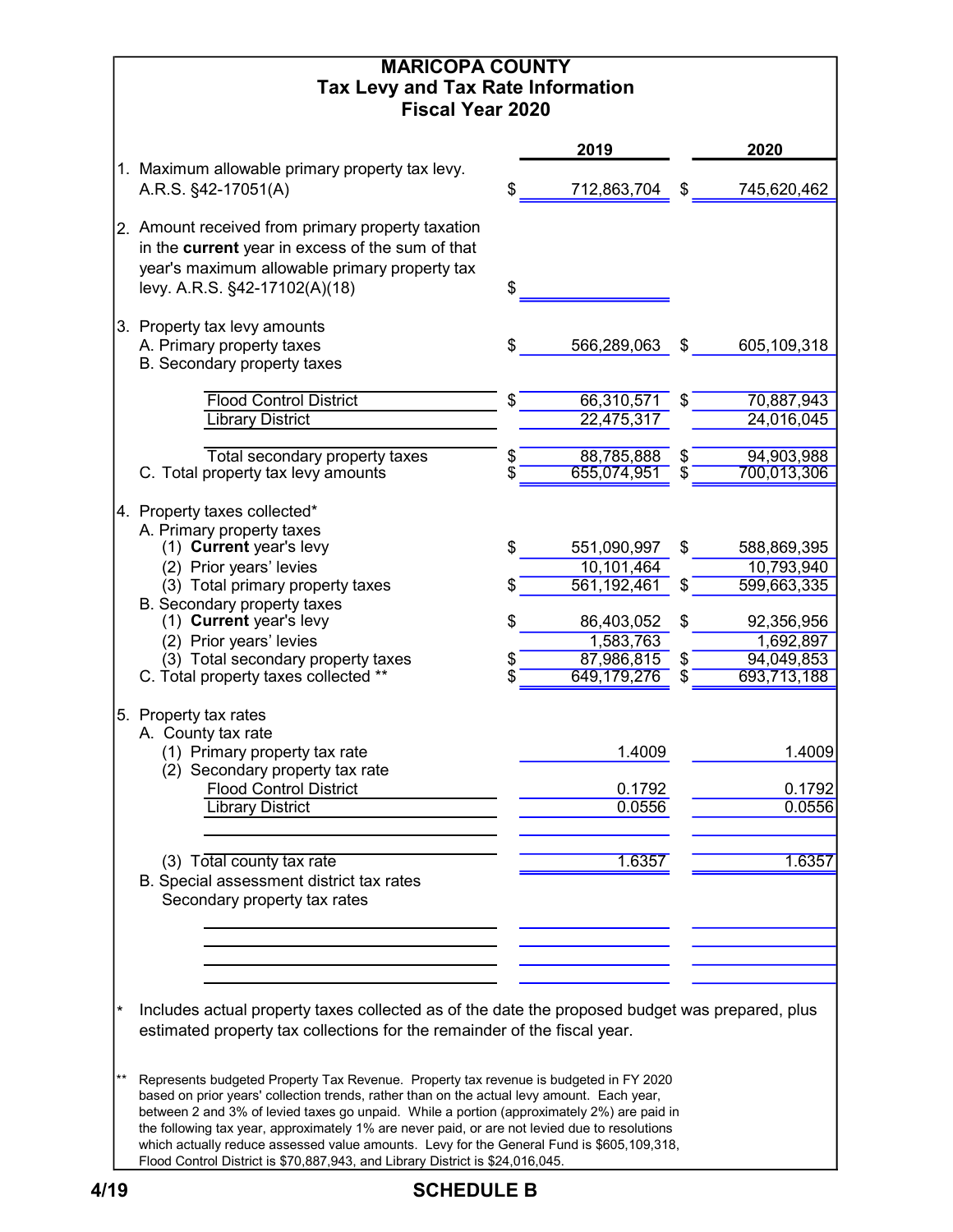# MARICOPA COUNTY
## Tax Levy and Tax Rate Information
### Fiscal Year 2020

| | | 2019 | | 2020 |
|---|---|---|---|---|
| 1. Maximum allowable primary property tax levy. A.R.S. §42-17051(A) | $ | 712,863,704 | $ | 745,620,462 |
| 2. Amount received from primary property taxation in the **current** year in excess of the sum of that year's maximum allowable primary property tax levy. A.R.S. §42-17102(A)(18) | $ | | | |
| 3. Property tax levy amounts | | | | |
| A. Primary property taxes | $ | 566,289,063 | $ | 605,109,318 |
| B. Secondary property taxes | | | | |
| Flood Control District | $ | 66,310,571 | $ | 70,887,943 |
| Library District | | 22,475,317 | | 24,016,045 |
| Total secondary property taxes | $ | 88,785,888 | $ | 94,903,988 |
| C. Total property tax levy amounts | $ | 655,074,951 | $ | 700,013,306 |
| 4. Property taxes collected* | | | | |
| A. Primary property taxes | | | | |
| (1) **Current** year's levy | $ | 551,090,997 | $ | 588,869,395 |
| (2) Prior years' levies | | 10,101,464 | | 10,793,940 |
| (3) Total primary property taxes | $ | 561,192,461 | $ | 599,663,335 |
| B. Secondary property taxes | | | | |
| (1) **Current** year's levy | $ | 86,403,052 | $ | 92,356,956 |
| (2) Prior years' levies | | 1,583,763 | | 1,692,897 |
| (3) Total secondary property taxes | $ | 87,986,815 | $ | 94,049,853 |
| C. Total property taxes collected ** | $ | 649,179,276 | $ | 693,713,188 |
| 5. Property tax rates | | | | |
| A. County tax rate | | | | |
| (1) Primary property tax rate | | 1.4009 | | 1.4009 |
| (2) Secondary property tax rate | | | | |
| Flood Control District | | 0.1792 | | 0.1792 |
| Library District | | 0.0556 | | 0.0556 |
| (3) Total county tax rate | | 1.6357 | | 1.6357 |
| B. Special assessment district tax rates | | | | |
| Secondary property tax rates | | | | |

\* Includes actual property taxes collected as of the date the proposed budget was prepared, plus estimated property tax collections for the remainder of the fiscal year.

** Represents budgeted Property Tax Revenue. Property tax revenue is budgeted in FY 2020 based on prior years' collection trends, rather than on the actual levy amount. Each year, between 2 and 3% of levied taxes go unpaid. While a portion (approximately 2%) are paid in the following tax year, approximately 1% are never paid, or are not levied due to resolutions which actually reduce assessed value amounts. Levy for the General Fund is $605,109,318, Flood Control District is $70,887,943, and Library District is $24,016,045.

4/19 SCHEDULE B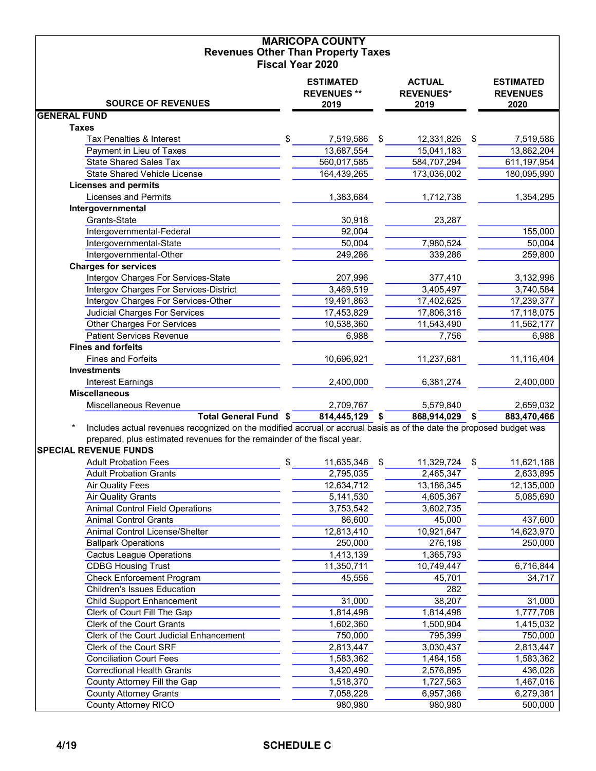# MARICOPA COUNTY
## Revenues Other Than Property Taxes
### Fiscal Year 2020

| SOURCE OF REVENUES | ESTIMATED REVENUES ** 2019 | ACTUAL REVENUES* 2019 | ESTIMATED REVENUES 2020 |
|---|---|---|---|
| **GENERAL FUND** | | | |
| **Taxes** | | | |
| Tax Penalties & Interest | $ 7,519,586 | $ 12,331,826 | $ 7,519,586 |
| Payment in Lieu of Taxes | 13,687,554 | 15,041,183 | 13,862,204 |
| State Shared Sales Tax | 560,017,585 | 584,707,294 | 611,197,954 |
| State Shared Vehicle License | 164,439,265 | 173,036,002 | 180,095,990 |
| **Licenses and permits** | | | |
| Licenses and Permits | 1,383,684 | 1,712,738 | 1,354,295 |
| **Intergovernmental** | | | |
| Grants-State | 30,918 | 23,287 | |
| Intergovernmental-Federal | 92,004 | | 155,000 |
| Intergovernmental-State | 50,004 | 7,980,524 | 50,004 |
| Intergovernmental-Other | 249,286 | 339,286 | 259,800 |
| **Charges for services** | | | |
| Intergov Charges For Services-State | 207,996 | 377,410 | 3,132,996 |
| Intergov Charges For Services-District | 3,469,519 | 3,405,497 | 3,740,584 |
| Intergov Charges For Services-Other | 19,491,863 | 17,402,625 | 17,239,377 |
| Judicial Charges For Services | 17,453,829 | 17,806,316 | 17,118,075 |
| Other Charges For Services | 10,538,360 | 11,543,490 | 11,562,177 |
| Patient Services Revenue | 6,988 | 7,756 | 6,988 |
| **Fines and forfeits** | | | |
| Fines and Forfeits | 10,696,921 | 11,237,681 | 11,116,404 |
| **Investments** | | | |
| Interest Earnings | 2,400,000 | 6,381,274 | 2,400,000 |
| **Miscellaneous** | | | |
| Miscellaneous Revenue | 2,709,767 | 5,579,840 | 2,659,032 |
| **Total General Fund** | **$ 814,445,129** | **$ 868,914,029** | **$ 883,470,466** |

\* Includes actual revenues recognized on the modified accrual or accrual basis as of the date the proposed budget was prepared, plus estimated revenues for the remainder of the fiscal year.

| SOURCE OF REVENUES | ESTIMATED REVENUES ** 2019 | ACTUAL REVENUES* 2019 | ESTIMATED REVENUES 2020 |
|---|---|---|---|
| **SPECIAL REVENUE FUNDS** | | | |
| Adult Probation Fees | $ 11,635,346 | $ 11,329,724 | $ 11,621,188 |
| Adult Probation Grants | 2,795,035 | 2,465,347 | 2,633,895 |
| Air Quality Fees | 12,634,712 | 13,186,345 | 12,135,000 |
| Air Quality Grants | 5,141,530 | 4,605,367 | 5,085,690 |
| Animal Control Field Operations | 3,753,542 | 3,602,735 | |
| Animal Control Grants | 86,600 | 45,000 | 437,600 |
| Animal Control License/Shelter | 12,813,410 | 10,921,647 | 14,623,970 |
| Ballpark Operations | 250,000 | 276,198 | 250,000 |
| Cactus League Operations | 1,413,139 | 1,365,793 | |
| CDBG Housing Trust | 11,350,711 | 10,749,447 | 6,716,844 |
| Check Enforcement Program | 45,556 | 45,701 | 34,717 |
| Children's Issues Education | | 282 | |
| Child Support Enhancement | 31,000 | 38,207 | 31,000 |
| Clerk of Court Fill The Gap | 1,814,498 | 1,814,498 | 1,777,708 |
| Clerk of the Court Grants | 1,602,360 | 1,500,904 | 1,415,032 |
| Clerk of the Court Judicial Enhancement | 750,000 | 795,399 | 750,000 |
| Clerk of the Court SRF | 2,813,447 | 3,030,437 | 2,813,447 |
| Conciliation Court Fees | 1,583,362 | 1,484,158 | 1,583,362 |
| Correctional Health Grants | 3,420,490 | 2,576,895 | 436,026 |
| County Attorney Fill the Gap | 1,518,370 | 1,727,563 | 1,467,016 |
| County Attorney Grants | 7,058,228 | 6,957,368 | 6,279,381 |
| County Attorney RICO | 980,980 | 980,980 | 500,000 |

SCHEDULE C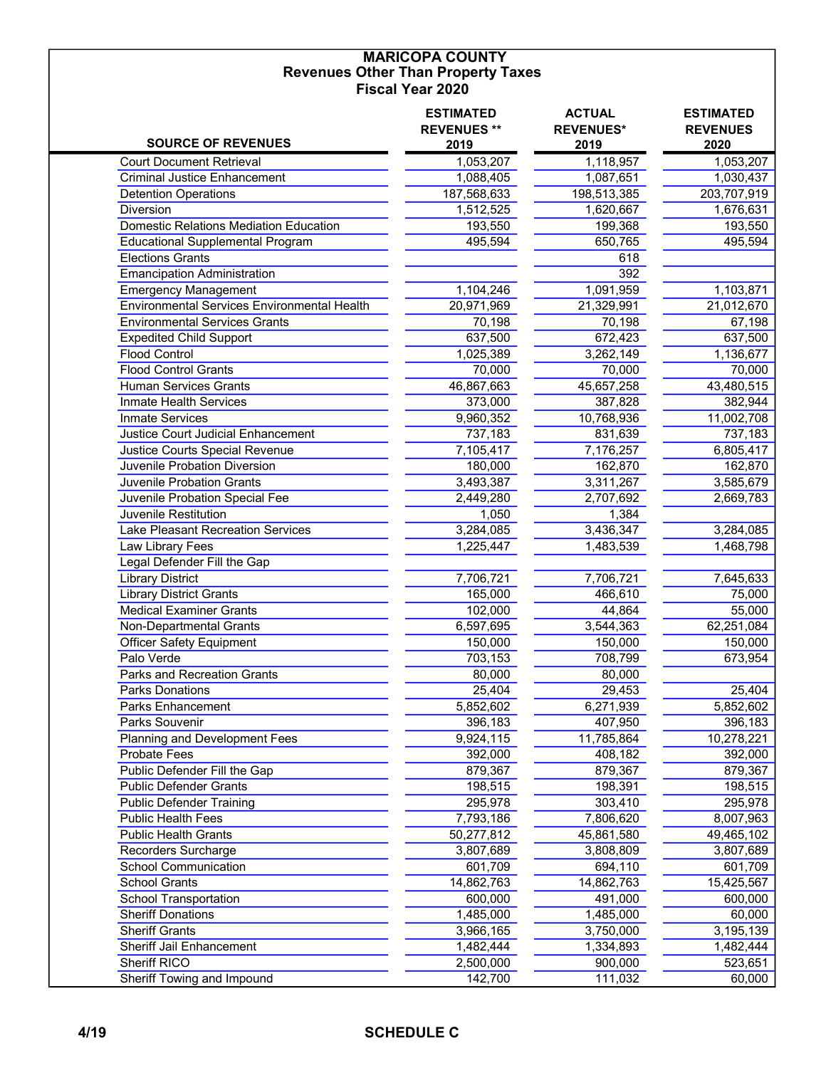# MARICOPA COUNTY
## Revenues Other Than Property Taxes
## Fiscal Year 2020

| SOURCE OF REVENUES | ESTIMATED REVENUES ** 2019 | ACTUAL REVENUES* 2019 | ESTIMATED REVENUES 2020 |
|---|---|---|---|
| Court Document Retrieval | 1,053,207 | 1,118,957 | 1,053,207 |
| Criminal Justice Enhancement | 1,088,405 | 1,087,651 | 1,030,437 |
| Detention Operations | 187,568,633 | 198,513,385 | 203,707,919 |
| Diversion | 1,512,525 | 1,620,667 | 1,676,631 |
| Domestic Relations Mediation Education | 193,550 | 199,368 | 193,550 |
| Educational Supplemental Program | 495,594 | 650,765 | 495,594 |
| Elections Grants | | 618 | |
| Emancipation Administration | | 392 | |
| Emergency Management | 1,104,246 | 1,091,959 | 1,103,871 |
| Environmental Services Environmental Health | 20,971,969 | 21,329,991 | 21,012,670 |
| Environmental Services Grants | 70,198 | 70,198 | 67,198 |
| Expedited Child Support | 637,500 | 672,423 | 637,500 |
| Flood Control | 1,025,389 | 3,262,149 | 1,136,677 |
| Flood Control Grants | 70,000 | 70,000 | 70,000 |
| Human Services Grants | 46,867,663 | 45,657,258 | 43,480,515 |
| Inmate Health Services | 373,000 | 387,828 | 382,944 |
| Inmate Services | 9,960,352 | 10,768,936 | 11,002,708 |
| Justice Court Judicial Enhancement | 737,183 | 831,639 | 737,183 |
| Justice Courts Special Revenue | 7,105,417 | 7,176,257 | 6,805,417 |
| Juvenile Probation Diversion | 180,000 | 162,870 | 162,870 |
| Juvenile Probation Grants | 3,493,387 | 3,311,267 | 3,585,679 |
| Juvenile Probation Special Fee | 2,449,280 | 2,707,692 | 2,669,783 |
| Juvenile Restitution | 1,050 | 1,384 | |
| Lake Pleasant Recreation Services | 3,284,085 | 3,436,347 | 3,284,085 |
| Law Library Fees | 1,225,447 | 1,483,539 | 1,468,798 |
| Legal Defender Fill the Gap | | | |
| Library District | 7,706,721 | 7,706,721 | 7,645,633 |
| Library District Grants | 165,000 | 466,610 | 75,000 |
| Medical Examiner Grants | 102,000 | 44,864 | 55,000 |
| Non-Departmental Grants | 6,597,695 | 3,544,363 | 62,251,084 |
| Officer Safety Equipment | 150,000 | 150,000 | 150,000 |
| Palo Verde | 703,153 | 708,799 | 673,954 |
| Parks and Recreation Grants | 80,000 | 80,000 | |
| Parks Donations | 25,404 | 29,453 | 25,404 |
| Parks Enhancement | 5,852,602 | 6,271,939 | 5,852,602 |
| Parks Souvenir | 396,183 | 407,950 | 396,183 |
| Planning and Development Fees | 9,924,115 | 11,785,864 | 10,278,221 |
| Probate Fees | 392,000 | 408,182 | 392,000 |
| Public Defender Fill the Gap | 879,367 | 879,367 | 879,367 |
| Public Defender Grants | 198,515 | 198,391 | 198,515 |
| Public Defender Training | 295,978 | 303,410 | 295,978 |
| Public Health Fees | 7,793,186 | 7,806,620 | 8,007,963 |
| Public Health Grants | 50,277,812 | 45,861,580 | 49,465,102 |
| Recorders Surcharge | 3,807,689 | 3,808,809 | 3,807,689 |
| School Communication | 601,709 | 694,110 | 601,709 |
| School Grants | 14,862,763 | 14,862,763 | 15,425,567 |
| School Transportation | 600,000 | 491,000 | 600,000 |
| Sheriff Donations | 1,485,000 | 1,485,000 | 60,000 |
| Sheriff Grants | 3,966,165 | 3,750,000 | 3,195,139 |
| Sheriff Jail Enhancement | 1,482,444 | 1,334,893 | 1,482,444 |
| Sheriff RICO | 2,500,000 | 900,000 | 523,651 |
| Sheriff Towing and Impound | 142,700 | 111,032 | 60,000 |

4/19 SCHEDULE C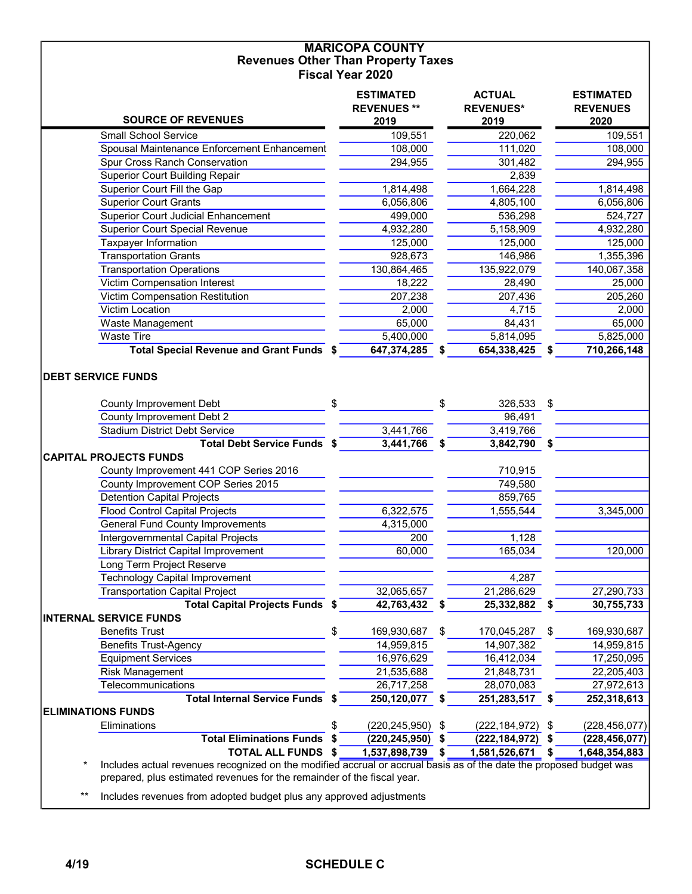# MARICOPA COUNTY
## Revenues Other Than Property Taxes
### Fiscal Year 2020

| SOURCE OF REVENUES | ESTIMATED REVENUES ** 2019 | ACTUAL REVENUES* 2019 | ESTIMATED REVENUES 2020 |
|---|---|---|---|
| Small School Service | 109,551 | 220,062 | 109,551 |
| Spousal Maintenance Enforcement Enhancement | 108,000 | 111,020 | 108,000 |
| Spur Cross Ranch Conservation | 294,955 | 301,482 | 294,955 |
| Superior Court Building Repair | | 2,839 | |
| Superior Court Fill the Gap | 1,814,498 | 1,664,228 | 1,814,498 |
| Superior Court Grants | 6,056,806 | 4,805,100 | 6,056,806 |
| Superior Court Judicial Enhancement | 499,000 | 536,298 | 524,727 |
| Superior Court Special Revenue | 4,932,280 | 5,158,909 | 4,932,280 |
| Taxpayer Information | 125,000 | 125,000 | 125,000 |
| Transportation Grants | 928,673 | 146,986 | 1,355,396 |
| Transportation Operations | 130,864,465 | 135,922,079 | 140,067,358 |
| Victim Compensation Interest | 18,222 | 28,490 | 25,000 |
| Victim Compensation Restitution | 207,238 | 207,436 | 205,260 |
| Victim Location | 2,000 | 4,715 | 2,000 |
| Waste Management | 65,000 | 84,431 | 65,000 |
| Waste Tire | 5,400,000 | 5,814,095 | 5,825,000 |
| **Total Special Revenue and Grant Funds** | **$ 647,374,285** | **$ 654,338,425** | **$ 710,266,148** |
| **DEBT SERVICE FUNDS** | | | |
| County Improvement Debt | $ | $ 326,533 | $ |
| County Improvement Debt 2 | | 96,491 | |
| Stadium District Debt Service | 3,441,766 | 3,419,766 | |
| **Total Debt Service Funds** | **$ 3,441,766** | **$ 3,842,790** | **$** |
| **CAPITAL PROJECTS FUNDS** | | | |
| County Improvement 441 COP Series 2016 | | 710,915 | |
| County Improvement COP Series 2015 | | 749,580 | |
| Detention Capital Projects | | 859,765 | |
| Flood Control Capital Projects | 6,322,575 | 1,555,544 | 3,345,000 |
| General Fund County Improvements | 4,315,000 | | |
| Intergovernmental Capital Projects | 200 | 1,128 | |
| Library District Capital Improvement | 60,000 | 165,034 | 120,000 |
| Long Term Project Reserve | | | |
| Technology Capital Improvement | | 4,287 | |
| Transportation Capital Project | 32,065,657 | 21,286,629 | 27,290,733 |
| **Total Capital Projects Funds** | **$ 42,763,432** | **$ 25,332,882** | **$ 30,755,733** |
| **INTERNAL SERVICE FUNDS** | | | |
| Benefits Trust | $ 169,930,687 | $ 170,045,287 | $ 169,930,687 |
| Benefits Trust-Agency | 14,959,815 | 14,907,382 | 14,959,815 |
| Equipment Services | 16,976,629 | 16,412,034 | 17,250,095 |
| Risk Management | 21,535,688 | 21,848,731 | 22,205,403 |
| Telecommunications | 26,717,258 | 28,070,083 | 27,972,613 |
| **Total Internal Service Funds** | **$ 250,120,077** | **$ 251,283,517** | **$ 252,318,613** |
| **ELIMINATIONS FUNDS** | | | |
| Eliminations | $ (220,245,950) | $ (222,184,972) | $ (228,456,077) |
| **Total Eliminations Funds** | **$ (220,245,950)** | **$ (222,184,972)** | **$ (228,456,077)** |
| **TOTAL ALL FUNDS** | **$ 1,537,898,739** | **$ 1,581,526,671** | **$ 1,648,354,883** |

\* Includes actual revenues recognized on the modified accrual or accrual basis as of the date the proposed budget was prepared, plus estimated revenues for the remainder of the fiscal year.

\*\* Includes revenues from adopted budget plus any approved adjustments

4/19 SCHEDULE C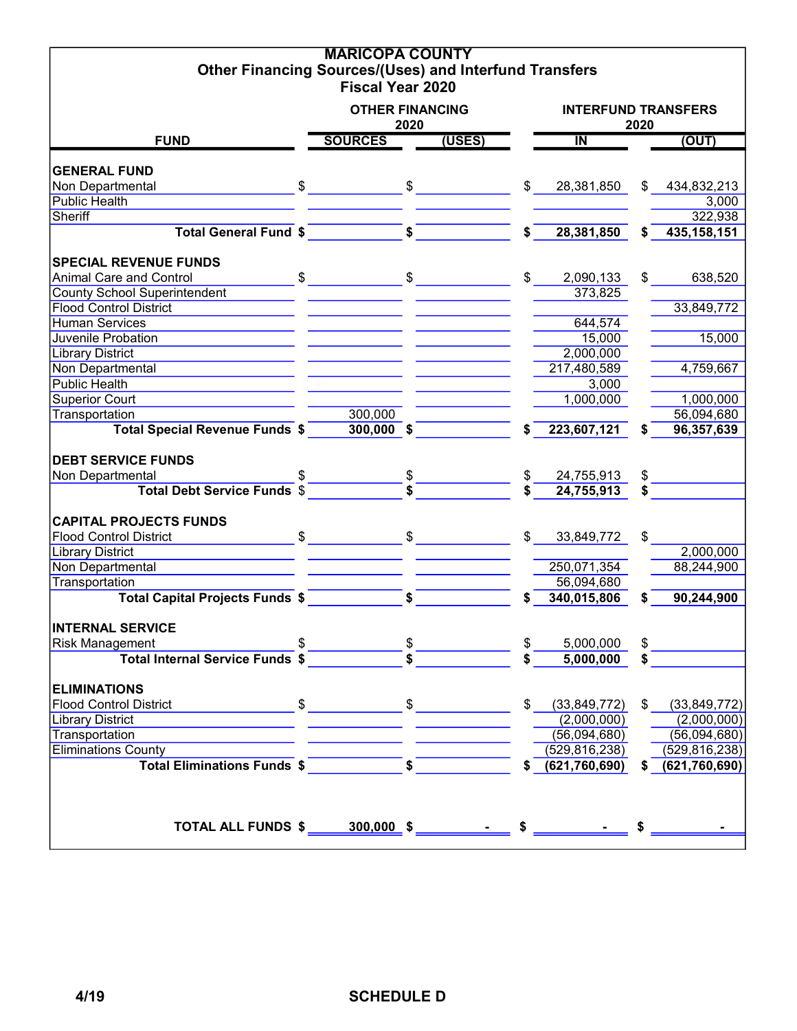# MARICOPA COUNTY

## Other Financing Sources/(Uses) and Interfund Transfers

## Fiscal Year 2020

| FUND | OTHER FINANCING 2020 SOURCES | OTHER FINANCING 2020 (USES) | INTERFUND TRANSFERS 2020 IN | INTERFUND TRANSFERS 2020 (OUT) |
|---|---|---|---|---|
| **GENERAL FUND** | | | | |
| Non Departmental | $ | $ | $ 28,381,850 | $ 434,832,213 |
| Public Health | | | | 3,000 |
| Sheriff | | | | 322,938 |
| **Total General Fund** | **$** | **$** | **$ 28,381,850** | **$ 435,158,151** |
| **SPECIAL REVENUE FUNDS** | | | | |
| Animal Care and Control | $ | $ | $ 2,090,133 | $ 638,520 |
| County School Superintendent | | | 373,825 | |
| Flood Control District | | | | 33,849,772 |
| Human Services | | | 644,574 | |
| Juvenile Probation | | | 15,000 | 15,000 |
| Library District | | | 2,000,000 | |
| Non Departmental | | | 217,480,589 | 4,759,667 |
| Public Health | | | 3,000 | |
| Superior Court | | | 1,000,000 | 1,000,000 |
| Transportation | 300,000 | | | 56,094,680 |
| **Total Special Revenue Funds** | **$ 300,000** | **$** | **$ 223,607,121** | **$ 96,357,639** |
| **DEBT SERVICE FUNDS** | | | | |
| Non Departmental | $ | $ | $ 24,755,913 | $ |
| **Total Debt Service Funds** | $ | **$** | **$ 24,755,913** | **$** |
| **CAPITAL PROJECTS FUNDS** | | | | |
| Flood Control District | $ | $ | $ 33,849,772 | $ |
| Library District | | | | 2,000,000 |
| Non Departmental | | | 250,071,354 | 88,244,900 |
| Transportation | | | 56,094,680 | |
| **Total Capital Projects Funds** | **$** | **$** | **$ 340,015,806** | **$ 90,244,900** |
| **INTERNAL SERVICE** | | | | |
| Risk Management | $ | $ | $ 5,000,000 | $ |
| **Total Internal Service Funds** | **$** | **$** | **$ 5,000,000** | **$** |
| **ELIMINATIONS** | | | | |
| Flood Control District | $ | $ | $ (33,849,772) | $ (33,849,772) |
| Library District | | | (2,000,000) | (2,000,000) |
| Transportation | | | (56,094,680) | (56,094,680) |
| Eliminations County | | | (529,816,238) | (529,816,238) |
| **Total Eliminations Funds** | **$** | **$** | **$ (621,760,690)** | **$ (621,760,690)** |
| **TOTAL ALL FUNDS** | **$ 300,000** | **$ -** | **$ -** | **$ -** |

4/19

SCHEDULE D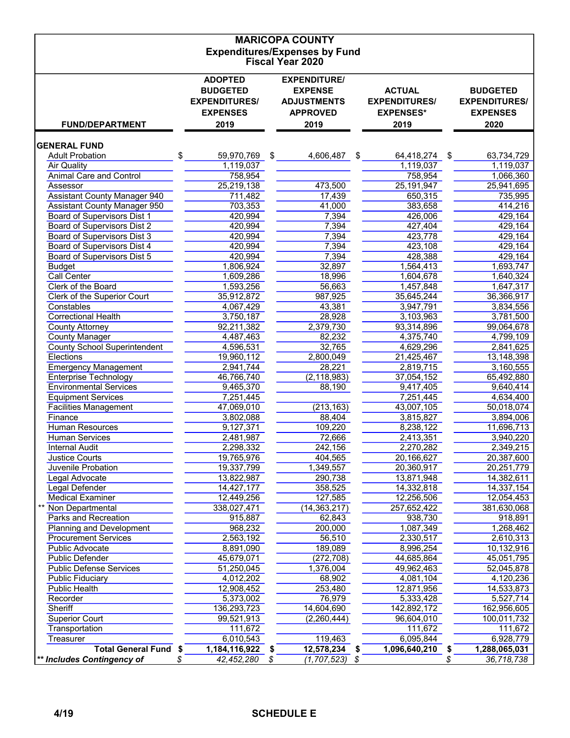# MARICOPA COUNTY
## Expenditures/Expenses by Fund
## Fiscal Year 2020

| FUND/DEPARTMENT | ADOPTED BUDGETED EXPENDITURES/ EXPENSES 2019 | EXPENDITURE/ EXPENSE ADJUSTMENTS APPROVED 2019 | ACTUAL EXPENDITURES/ EXPENSES* 2019 | BUDGETED EXPENDITURES/ EXPENSES 2020 |
|---|---|---|---|---|
| **GENERAL FUND** | | | | |
| Adult Probation | $ 59,970,769 | $ 4,606,487 | $ 64,418,274 | $ 63,734,729 |
| Air Quality | 1,119,037 | | 1,119,037 | 1,119,037 |
| Animal Care and Control | 758,954 | | 758,954 | 1,066,360 |
| Assessor | 25,219,138 | 473,500 | 25,191,947 | 25,941,695 |
| Assistant County Manager 940 | 711,482 | 17,439 | 650,315 | 735,995 |
| Assistant County Manager 950 | 703,353 | 41,000 | 383,658 | 414,216 |
| Board of Supervisors Dist 1 | 420,994 | 7,394 | 426,006 | 429,164 |
| Board of Supervisors Dist 2 | 420,994 | 7,394 | 427,404 | 429,164 |
| Board of Supervisors Dist 3 | 420,994 | 7,394 | 423,778 | 429,164 |
| Board of Supervisors Dist 4 | 420,994 | 7,394 | 423,108 | 429,164 |
| Board of Supervisors Dist 5 | 420,994 | 7,394 | 428,388 | 429,164 |
| Budget | 1,806,924 | 32,897 | 1,564,413 | 1,693,747 |
| Call Center | 1,609,286 | 18,996 | 1,604,678 | 1,640,324 |
| Clerk of the Board | 1,593,256 | 56,663 | 1,457,848 | 1,647,317 |
| Clerk of the Superior Court | 35,912,872 | 987,925 | 35,645,244 | 36,366,917 |
| Constables | 4,067,429 | 43,381 | 3,947,791 | 3,834,556 |
| Correctional Health | 3,750,187 | 28,928 | 3,103,963 | 3,781,500 |
| County Attorney | 92,211,382 | 2,379,730 | 93,314,896 | 99,064,678 |
| County Manager | 4,487,463 | 82,232 | 4,375,740 | 4,799,109 |
| County School Superintendent | 4,596,531 | 32,765 | 4,629,296 | 2,841,625 |
| Elections | 19,960,112 | 2,800,049 | 21,425,467 | 13,148,398 |
| Emergency Management | 2,941,744 | 28,221 | 2,819,715 | 3,160,555 |
| Enterprise Technology | 46,766,740 | (2,118,983) | 37,054,152 | 65,492,880 |
| Environmental Services | 9,465,370 | 88,190 | 9,417,405 | 9,640,414 |
| Equipment Services | 7,251,445 | | 7,251,445 | 4,634,400 |
| Facilities Management | 47,069,010 | (213,163) | 43,007,105 | 50,018,074 |
| Finance | 3,802,088 | 88,404 | 3,815,827 | 3,894,006 |
| Human Resources | 9,127,371 | 109,220 | 8,238,122 | 11,696,713 |
| Human Services | 2,481,987 | 72,666 | 2,413,351 | 3,940,220 |
| Internal Audit | 2,298,332 | 242,156 | 2,270,282 | 2,349,215 |
| Justice Courts | 19,765,976 | 404,565 | 20,166,627 | 20,387,600 |
| Juvenile Probation | 19,337,799 | 1,349,557 | 20,360,917 | 20,251,779 |
| Legal Advocate | 13,822,987 | 290,738 | 13,871,948 | 14,382,611 |
| Legal Defender | 14,427,177 | 358,525 | 14,332,818 | 14,337,154 |
| Medical Examiner | 12,449,256 | 127,585 | 12,256,506 | 12,054,453 |
| ** Non Departmental | 338,027,471 | (14,363,217) | 257,652,422 | 381,630,068 |
| Parks and Recreation | 915,887 | 62,843 | 938,730 | 918,891 |
| Planning and Development | 968,232 | 200,000 | 1,087,349 | 1,268,462 |
| Procurement Services | 2,563,192 | 56,510 | 2,330,517 | 2,610,313 |
| Public Advocate | 8,891,090 | 189,089 | 8,996,254 | 10,132,916 |
| Public Defender | 45,679,071 | (272,708) | 44,685,864 | 45,051,795 |
| Public Defense Services | 51,250,045 | 1,376,004 | 49,962,463 | 52,045,878 |
| Public Fiduciary | 4,012,202 | 68,902 | 4,081,104 | 4,120,236 |
| Public Health | 12,908,452 | 253,480 | 12,871,956 | 14,533,873 |
| Recorder | 5,373,002 | 76,979 | 5,333,428 | 5,527,714 |
| Sheriff | 136,293,723 | 14,604,690 | 142,892,172 | 162,956,605 |
| Superior Court | 99,521,913 | (2,260,444) | 96,604,010 | 100,011,732 |
| Transportation | 111,672 | | 111,672 | 111,672 |
| Treasurer | 6,010,543 | 119,463 | 6,095,844 | 6,928,779 |
| **Total General Fund** | **$ 1,184,116,922** | **$ 12,578,234** | **$ 1,096,640,210** | **$ 1,288,065,031** |
| ***\*\* Includes Contingency of*** | *$ 42,452,280* | *$ (1,707,523)* | *$* | *$ 36,718,738* |

4/19 SCHEDULE E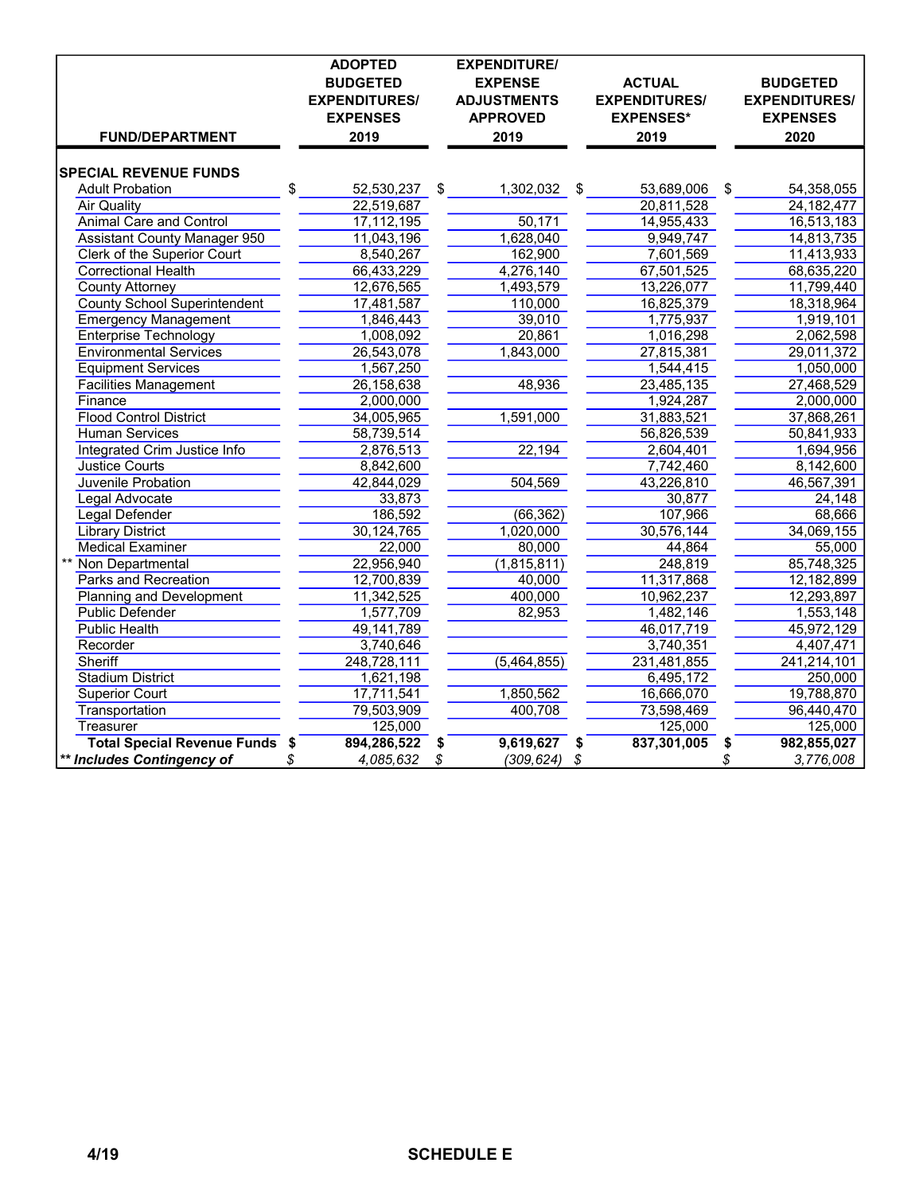| FUND/DEPARTMENT | ADOPTED BUDGETED EXPENDITURES/ EXPENSES 2019 | EXPENDITURE/ EXPENSE ADJUSTMENTS APPROVED 2019 | ACTUAL EXPENDITURES/ EXPENSES* 2019 | BUDGETED EXPENDITURES/ EXPENSES 2020 |
|---|---|---|---|---|
| **SPECIAL REVENUE FUNDS** | | | | |
| Adult Probation | $ 52,530,237 | $ 1,302,032 | $ 53,689,006 | $ 54,358,055 |
| Air Quality | 22,519,687 | | 20,811,528 | 24,182,477 |
| Animal Care and Control | 17,112,195 | 50,171 | 14,955,433 | 16,513,183 |
| Assistant County Manager 950 | 11,043,196 | 1,628,040 | 9,949,747 | 14,813,735 |
| Clerk of the Superior Court | 8,540,267 | 162,900 | 7,601,569 | 11,413,933 |
| Correctional Health | 66,433,229 | 4,276,140 | 67,501,525 | 68,635,220 |
| County Attorney | 12,676,565 | 1,493,579 | 13,226,077 | 11,799,440 |
| County School Superintendent | 17,481,587 | 110,000 | 16,825,379 | 18,318,964 |
| Emergency Management | 1,846,443 | 39,010 | 1,775,937 | 1,919,101 |
| Enterprise Technology | 1,008,092 | 20,861 | 1,016,298 | 2,062,598 |
| Environmental Services | 26,543,078 | 1,843,000 | 27,815,381 | 29,011,372 |
| Equipment Services | 1,567,250 | | 1,544,415 | 1,050,000 |
| Facilities Management | 26,158,638 | 48,936 | 23,485,135 | 27,468,529 |
| Finance | 2,000,000 | | 1,924,287 | 2,000,000 |
| Flood Control District | 34,005,965 | 1,591,000 | 31,883,521 | 37,868,261 |
| Human Services | 58,739,514 | | 56,826,539 | 50,841,933 |
| Integrated Crim Justice Info | 2,876,513 | 22,194 | 2,604,401 | 1,694,956 |
| Justice Courts | 8,842,600 | | 7,742,460 | 8,142,600 |
| Juvenile Probation | 42,844,029 | 504,569 | 43,226,810 | 46,567,391 |
| Legal Advocate | 33,873 | | 30,877 | 24,148 |
| Legal Defender | 186,592 | (66,362) | 107,966 | 68,666 |
| Library District | 30,124,765 | 1,020,000 | 30,576,144 | 34,069,155 |
| Medical Examiner | 22,000 | 80,000 | 44,864 | 55,000 |
| ** Non Departmental | 22,956,940 | (1,815,811) | 248,819 | 85,748,325 |
| Parks and Recreation | 12,700,839 | 40,000 | 11,317,868 | 12,182,899 |
| Planning and Development | 11,342,525 | 400,000 | 10,962,237 | 12,293,897 |
| Public Defender | 1,577,709 | 82,953 | 1,482,146 | 1,553,148 |
| Public Health | 49,141,789 | | 46,017,719 | 45,972,129 |
| Recorder | 3,740,646 | | 3,740,351 | 4,407,471 |
| Sheriff | 248,728,111 | (5,464,855) | 231,481,855 | 241,214,101 |
| Stadium District | 1,621,198 | | 6,495,172 | 250,000 |
| Superior Court | 17,711,541 | 1,850,562 | 16,666,070 | 19,788,870 |
| Transportation | 79,503,909 | 400,708 | 73,598,469 | 96,440,470 |
| Treasurer | 125,000 | | 125,000 | 125,000 |
| **Total Special Revenue Funds** | **$ 894,286,522** | **$ 9,619,627** | **$ 837,301,005** | **$ 982,855,027** |
| ***\*\* Includes Contingency of*** | *$ 4,085,632* | *$ (309,624)* | *$* | *$ 3,776,008* |

4/19 SCHEDULE E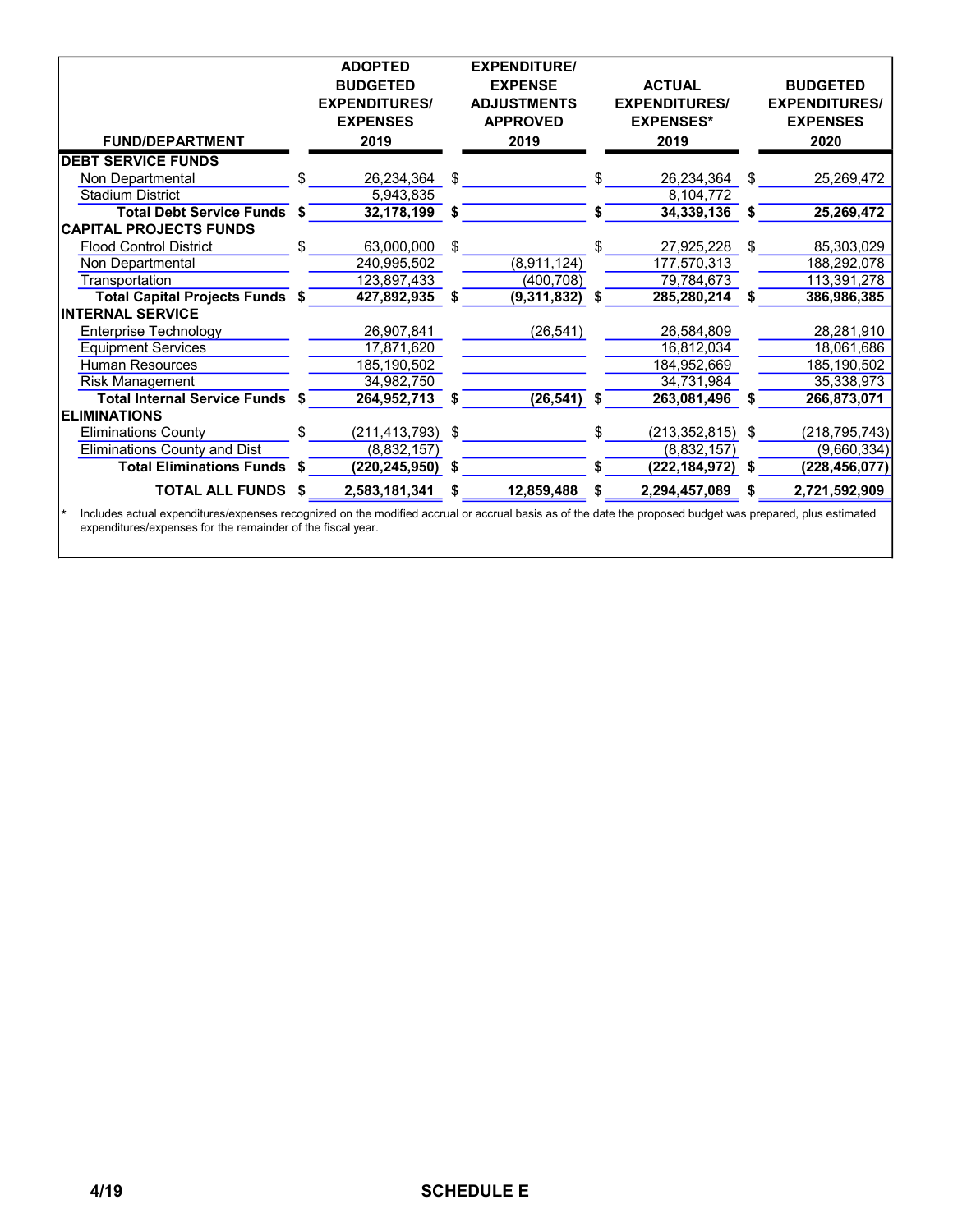| FUND/DEPARTMENT | ADOPTED BUDGETED EXPENDITURES/ EXPENSES 2019 | EXPENDITURE/ EXPENSE ADJUSTMENTS APPROVED 2019 | ACTUAL EXPENDITURES/ EXPENSES* 2019 | BUDGETED EXPENDITURES/ EXPENSES 2020 |
|---|---|---|---|---|
| **DEBT SERVICE FUNDS** | | | | |
| Non Departmental | $ 26,234,364 | $ | $ 26,234,364 | $ 25,269,472 |
| Stadium District | 5,943,835 | | 8,104,772 | |
| **Total Debt Service Funds** | **$ 32,178,199** | **$** | **$ 34,339,136** | **$ 25,269,472** |
| **CAPITAL PROJECTS FUNDS** | | | | |
| Flood Control District | $ 63,000,000 | $ | $ 27,925,228 | $ 85,303,029 |
| Non Departmental | 240,995,502 | (8,911,124) | 177,570,313 | 188,292,078 |
| Transportation | 123,897,433 | (400,708) | 79,784,673 | 113,391,278 |
| **Total Capital Projects Funds** | **$ 427,892,935** | **$ (9,311,832)** | **$ 285,280,214** | **$ 386,986,385** |
| **INTERNAL SERVICE** | | | | |
| Enterprise Technology | 26,907,841 | (26,541) | 26,584,809 | 28,281,910 |
| Equipment Services | 17,871,620 | | 16,812,034 | 18,061,686 |
| Human Resources | 185,190,502 | | 184,952,669 | 185,190,502 |
| Risk Management | 34,982,750 | | 34,731,984 | 35,338,973 |
| **Total Internal Service Funds** | **$ 264,952,713** | **$ (26,541)** | **$ 263,081,496** | **$ 266,873,071** |
| **ELIMINATIONS** | | | | |
| Eliminations County | $ (211,413,793) | $ | $ (213,352,815) | $ (218,795,743) |
| Eliminations County and Dist | (8,832,157) | | (8,832,157) | (9,660,334) |
| **Total Eliminations Funds** | **$ (220,245,950)** | **$** | **$ (222,184,972)** | **$ (228,456,077)** |
| **TOTAL ALL FUNDS** | **$ 2,583,181,341** | **$ 12,859,488** | **$ 2,294,457,089** | **$ 2,721,592,909** |

\* Includes actual expenditures/expenses recognized on the modified accrual or accrual basis as of the date the proposed budget was prepared, plus estimated expenditures/expenses for the remainder of the fiscal year.

4/19

SCHEDULE E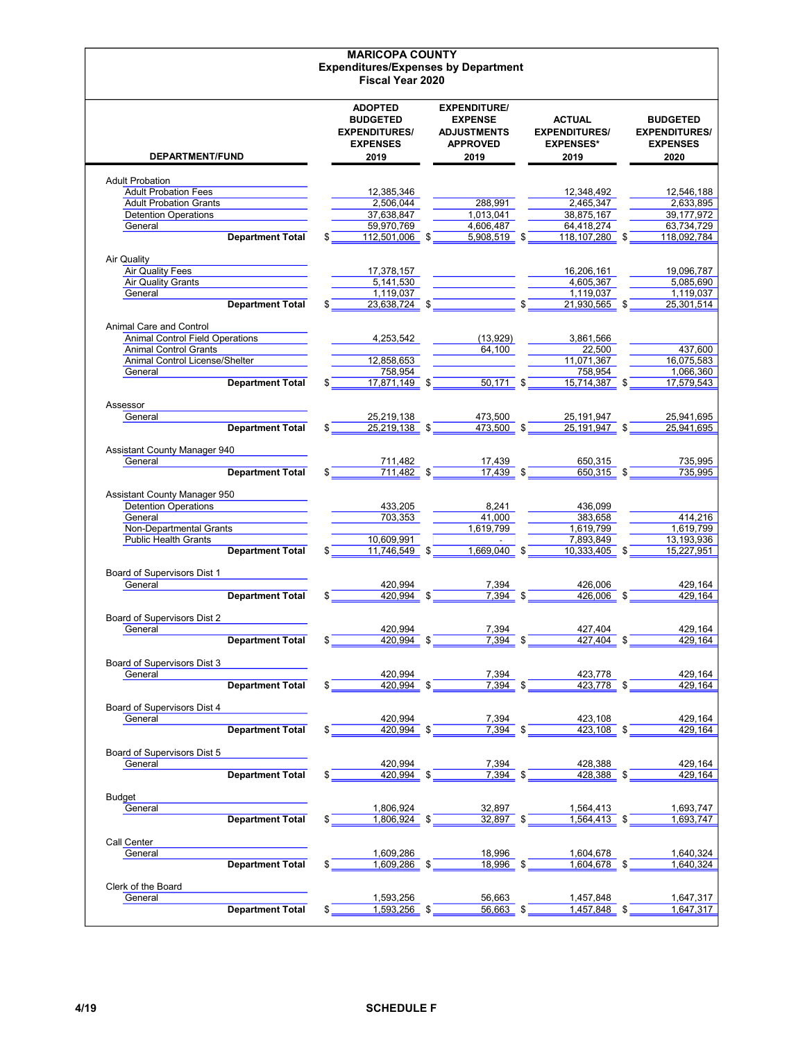# MARICOPA COUNTY
## Expenditures/Expenses by Department
### Fiscal Year 2020

| DEPARTMENT/FUND | ADOPTED BUDGETED EXPENDITURES/ EXPENSES 2019 | EXPENDITURE/ EXPENSE ADJUSTMENTS APPROVED 2019 | ACTUAL EXPENDITURES/ EXPENSES* 2019 | BUDGETED EXPENDITURES/ EXPENSES 2020 |
|---|---|---|---|---|
| **Adult Probation** | | | | |
| Adult Probation Fees | 12,385,346 | | 12,348,492 | 12,546,188 |
| Adult Probation Grants | 2,506,044 | 288,991 | 2,465,347 | 2,633,895 |
| Detention Operations | 37,638,847 | 1,013,041 | 38,875,167 | 39,177,972 |
| General | 59,970,769 | 4,606,487 | 64,418,274 | 63,734,729 |
| **Department Total** | $ 112,501,006 | $ 5,908,519 | $ 118,107,280 | $ 118,092,784 |
| **Air Quality** | | | | |
| Air Quality Fees | 17,378,157 | | 16,206,161 | 19,096,787 |
| Air Quality Grants | 5,141,530 | | 4,605,367 | 5,085,690 |
| General | 1,119,037 | | 1,119,037 | 1,119,037 |
| **Department Total** | $ 23,638,724 | $ | $ 21,930,565 | $ 25,301,514 |
| **Animal Care and Control** | | | | |
| Animal Control Field Operations | 4,253,542 | (13,929) | 3,861,566 | |
| Animal Control Grants | | 64,100 | 22,500 | 437,600 |
| Animal Control License/Shelter | 12,858,653 | | 11,071,367 | 16,075,583 |
| General | 758,954 | | 758,954 | 1,066,360 |
| **Department Total** | $ 17,871,149 | $ 50,171 | $ 15,714,387 | $ 17,579,543 |
| **Assessor** | | | | |
| General | 25,219,138 | 473,500 | 25,191,947 | 25,941,695 |
| **Department Total** | $ 25,219,138 | $ 473,500 | $ 25,191,947 | $ 25,941,695 |
| **Assistant County Manager 940** | | | | |
| General | 711,482 | 17,439 | 650,315 | 735,995 |
| **Department Total** | $ 711,482 | $ 17,439 | $ 650,315 | $ 735,995 |
| **Assistant County Manager 950** | | | | |
| Detention Operations | 433,205 | 8,241 | 436,099 | |
| General | 703,353 | 41,000 | 383,658 | 414,216 |
| Non-Departmental Grants | | 1,619,799 | 1,619,799 | 1,619,799 |
| Public Health Grants | 10,609,991 | - | 7,893,849 | 13,193,936 |
| **Department Total** | $ 11,746,549 | $ 1,669,040 | $ 10,333,405 | $ 15,227,951 |
| **Board of Supervisors Dist 1** | | | | |
| General | 420,994 | 7,394 | 426,006 | 429,164 |
| **Department Total** | $ 420,994 | $ 7,394 | $ 426,006 | $ 429,164 |
| **Board of Supervisors Dist 2** | | | | |
| General | 420,994 | 7,394 | 427,404 | 429,164 |
| **Department Total** | $ 420,994 | $ 7,394 | $ 427,404 | $ 429,164 |
| **Board of Supervisors Dist 3** | | | | |
| General | 420,994 | 7,394 | 423,778 | 429,164 |
| **Department Total** | $ 420,994 | $ 7,394 | $ 423,778 | $ 429,164 |
| **Board of Supervisors Dist 4** | | | | |
| General | 420,994 | 7,394 | 423,108 | 429,164 |
| **Department Total** | $ 420,994 | $ 7,394 | $ 423,108 | $ 429,164 |
| **Board of Supervisors Dist 5** | | | | |
| General | 420,994 | 7,394 | 428,388 | 429,164 |
| **Department Total** | $ 420,994 | $ 7,394 | $ 428,388 | $ 429,164 |
| **Budget** | | | | |
| General | 1,806,924 | 32,897 | 1,564,413 | 1,693,747 |
| **Department Total** | $ 1,806,924 | $ 32,897 | $ 1,564,413 | $ 1,693,747 |
| **Call Center** | | | | |
| General | 1,609,286 | 18,996 | 1,604,678 | 1,640,324 |
| **Department Total** | $ 1,609,286 | $ 18,996 | $ 1,604,678 | $ 1,640,324 |
| **Clerk of the Board** | | | | |
| General | 1,593,256 | 56,663 | 1,457,848 | 1,647,317 |
| **Department Total** | $ 1,593,256 | $ 56,663 | $ 1,457,848 | $ 1,647,317 |

4/19 SCHEDULE F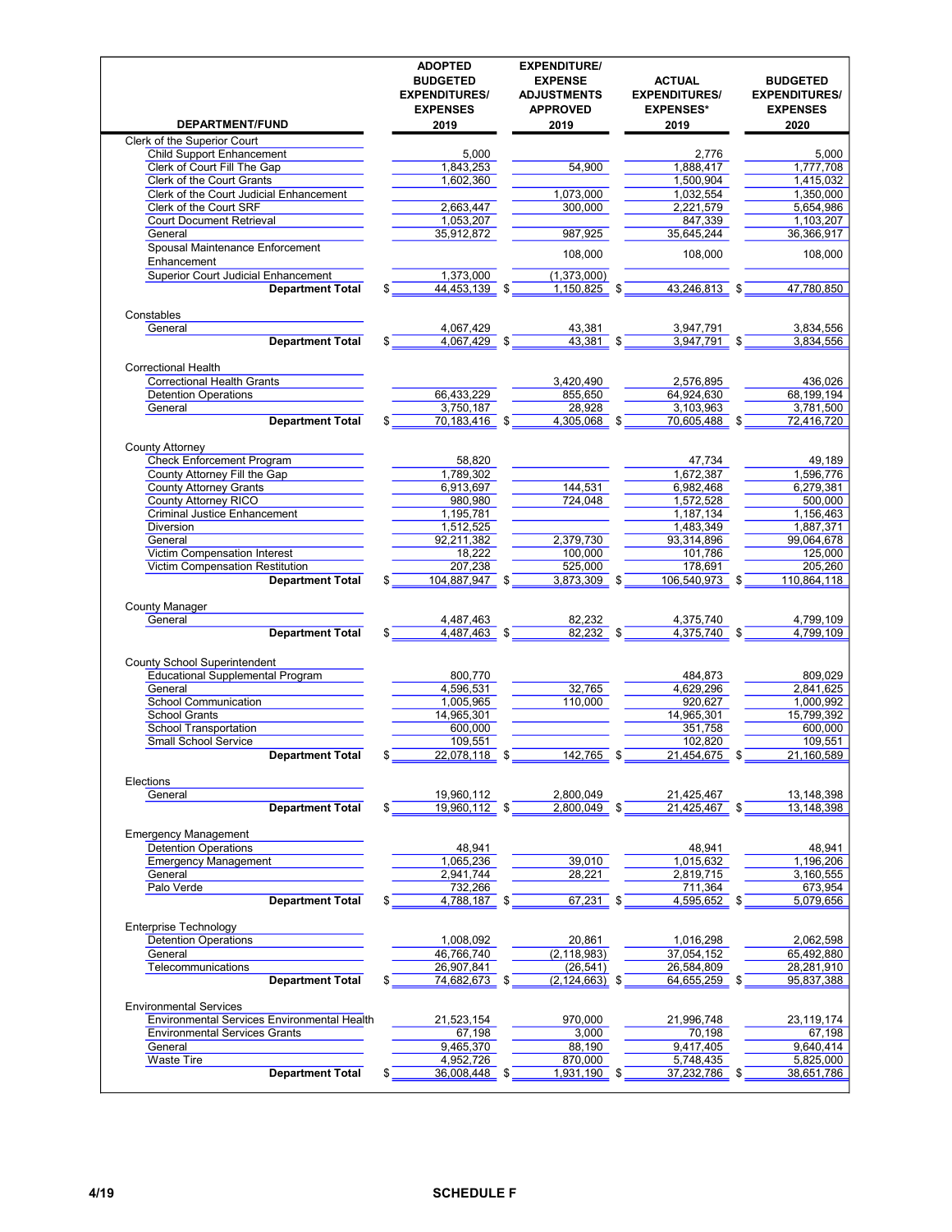| DEPARTMENT/FUND | ADOPTED BUDGETED EXPENDITURES/ EXPENSES 2019 | EXPENDITURE/ EXPENSE ADJUSTMENTS APPROVED 2019 | ACTUAL EXPENDITURES/ EXPENSES* 2019 | BUDGETED EXPENDITURES/ EXPENSES 2020 |
|---|---|---|---|---|
| Clerk of the Superior Court | | | | |
| Child Support Enhancement | 5,000 | | 2,776 | 5,000 |
| Clerk of Court Fill The Gap | 1,843,253 | 54,900 | 1,888,417 | 1,777,708 |
| Clerk of the Court Grants | 1,602,360 | | 1,500,904 | 1,415,032 |
| Clerk of the Court Judicial Enhancement | | 1,073,000 | 1,032,554 | 1,350,000 |
| Clerk of the Court SRF | 2,663,447 | 300,000 | 2,221,579 | 5,654,986 |
| Court Document Retrieval | 1,053,207 | | 847,339 | 1,103,207 |
| General | 35,912,872 | 987,925 | 35,645,244 | 36,366,917 |
| Spousal Maintenance Enforcement Enhancement | | 108,000 | 108,000 | 108,000 |
| Superior Court Judicial Enhancement | 1,373,000 | (1,373,000) | | |
| **Department Total** | $ 44,453,139 | $ 1,150,825 | $ 43,246,813 | $ 47,780,850 |
| Constables | | | | |
| General | 4,067,429 | 43,381 | 3,947,791 | 3,834,556 |
| **Department Total** | $ 4,067,429 | $ 43,381 | $ 3,947,791 | $ 3,834,556 |
| Correctional Health | | | | |
| Correctional Health Grants | | 3,420,490 | 2,576,895 | 436,026 |
| Detention Operations | 66,433,229 | 855,650 | 64,924,630 | 68,199,194 |
| General | 3,750,187 | 28,928 | 3,103,963 | 3,781,500 |
| **Department Total** | $ 70,183,416 | $ 4,305,068 | $ 70,605,488 | $ 72,416,720 |
| County Attorney | | | | |
| Check Enforcement Program | 58,820 | | 47,734 | 49,189 |
| County Attorney Fill the Gap | 1,789,302 | | 1,672,387 | 1,596,776 |
| County Attorney Grants | 6,913,697 | 144,531 | 6,982,468 | 6,279,381 |
| County Attorney RICO | 980,980 | 724,048 | 1,572,528 | 500,000 |
| Criminal Justice Enhancement | 1,195,781 | | 1,187,134 | 1,156,463 |
| Diversion | 1,512,525 | | 1,483,349 | 1,887,371 |
| General | 92,211,382 | 2,379,730 | 93,314,896 | 99,064,678 |
| Victim Compensation Interest | 18,222 | 100,000 | 101,786 | 125,000 |
| Victim Compensation Restitution | 207,238 | 525,000 | 178,691 | 205,260 |
| **Department Total** | $ 104,887,947 | $ 3,873,309 | $ 106,540,973 | $ 110,864,118 |
| County Manager | | | | |
| General | 4,487,463 | 82,232 | 4,375,740 | 4,799,109 |
| **Department Total** | $ 4,487,463 | $ 82,232 | $ 4,375,740 | $ 4,799,109 |
| County School Superintendent | | | | |
| Educational Supplemental Program | 800,770 | | 484,873 | 809,029 |
| General | 4,596,531 | 32,765 | 4,629,296 | 2,841,625 |
| School Communication | 1,005,965 | 110,000 | 920,627 | 1,000,992 |
| School Grants | 14,965,301 | | 14,965,301 | 15,799,392 |
| School Transportation | 600,000 | | 351,758 | 600,000 |
| Small School Service | 109,551 | | 102,820 | 109,551 |
| **Department Total** | $ 22,078,118 | $ 142,765 | $ 21,454,675 | $ 21,160,589 |
| Elections | | | | |
| General | 19,960,112 | 2,800,049 | 21,425,467 | 13,148,398 |
| **Department Total** | $ 19,960,112 | $ 2,800,049 | $ 21,425,467 | $ 13,148,398 |
| Emergency Management | | | | |
| Detention Operations | 48,941 | | 48,941 | 48,941 |
| Emergency Management | 1,065,236 | 39,010 | 1,015,632 | 1,196,206 |
| General | 2,941,744 | 28,221 | 2,819,715 | 3,160,555 |
| Palo Verde | 732,266 | | 711,364 | 673,954 |
| **Department Total** | $ 4,788,187 | $ 67,231 | $ 4,595,652 | $ 5,079,656 |
| Enterprise Technology | | | | |
| Detention Operations | 1,008,092 | 20,861 | 1,016,298 | 2,062,598 |
| General | 46,766,740 | (2,118,983) | 37,054,152 | 65,492,880 |
| Telecommunications | 26,907,841 | (26,541) | 26,584,809 | 28,281,910 |
| **Department Total** | $ 74,682,673 | $ (2,124,663) | $ 64,655,259 | $ 95,837,388 |
| Environmental Services | | | | |
| Environmental Services Environmental Health | 21,523,154 | 970,000 | 21,996,748 | 23,119,174 |
| Environmental Services Grants | 67,198 | 3,000 | 70,198 | 67,198 |
| General | 9,465,370 | 88,190 | 9,417,405 | 9,640,414 |
| Waste Tire | 4,952,726 | 870,000 | 5,748,435 | 5,825,000 |
| **Department Total** | $ 36,008,448 | $ 1,931,190 | $ 37,232,786 | $ 38,651,786 |

4/19

**SCHEDULE F**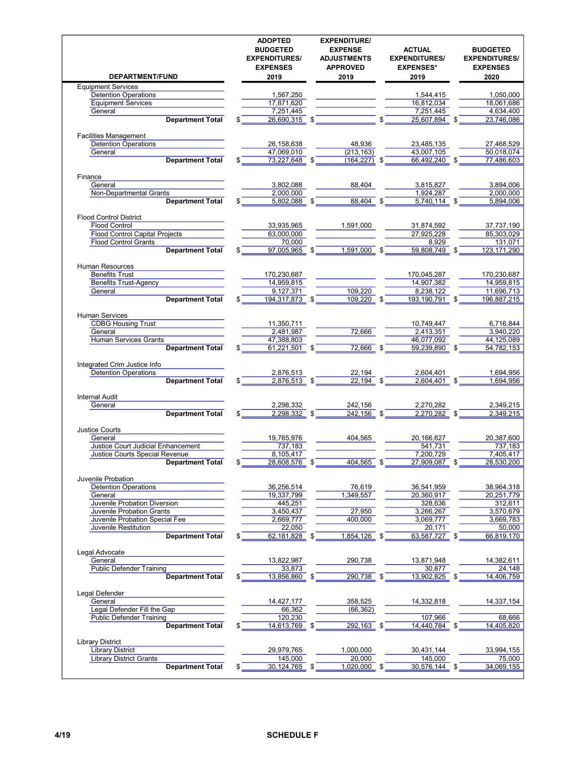| DEPARTMENT/FUND | ADOPTED BUDGETED EXPENDITURES/ EXPENSES 2019 | EXPENDITURE/ EXPENSE ADJUSTMENTS APPROVED 2019 | ACTUAL EXPENDITURES/ EXPENSES* 2019 | BUDGETED EXPENDITURES/ EXPENSES 2020 |
|---|---|---|---|---|
| Equipment Services | | | | |
| Detention Operations | 1,567,250 | | 1,544,415 | 1,050,000 |
| Equipment Services | 17,871,620 | | 16,812,034 | 18,061,686 |
| General | 7,251,445 | | 7,251,445 | 4,634,400 |
| **Department Total** | $ 26,690,315 | $ | $ 25,607,894 | $ 23,746,086 |
| Facilities Management | | | | |
| Detention Operations | 26,158,638 | 48,936 | 23,485,135 | 27,468,529 |
| General | 47,069,010 | (213,163) | 43,007,105 | 50,018,074 |
| **Department Total** | $ 73,227,648 | $ (164,227) | $ 66,492,240 | $ 77,486,603 |
| Finance | | | | |
| General | 3,802,088 | 88,404 | 3,815,827 | 3,894,006 |
| Non-Departmental Grants | 2,000,000 | | 1,924,287 | 2,000,000 |
| **Department Total** | $ 5,802,088 | $ 88,404 | $ 5,740,114 | $ 5,894,006 |
| Flood Control District | | | | |
| Flood Control | 33,935,965 | 1,591,000 | 31,874,592 | 37,737,190 |
| Flood Control Capital Projects | 63,000,000 | | 27,925,228 | 85,303,029 |
| Flood Control Grants | 70,000 | | 8,929 | 131,071 |
| **Department Total** | $ 97,005,965 | $ 1,591,000 | $ 59,808,749 | $ 123,171,290 |
| Human Resources | | | | |
| Benefits Trust | 170,230,687 | | 170,045,287 | 170,230,687 |
| Benefits Trust-Agency | 14,959,815 | | 14,907,382 | 14,959,815 |
| General | 9,127,371 | 109,220 | 8,238,122 | 11,696,713 |
| **Department Total** | $ 194,317,873 | $ 109,220 | $ 193,190,791 | $ 196,887,215 |
| Human Services | | | | |
| CDBG Housing Trust | 11,350,711 | | 10,749,447 | 6,716,844 |
| General | 2,481,987 | 72,666 | 2,413,351 | 3,940,220 |
| Human Services Grants | 47,388,803 | | 46,077,092 | 44,125,089 |
| **Department Total** | $ 61,221,501 | $ 72,666 | $ 59,239,890 | $ 54,782,153 |
| Integrated Crim Justice Info | | | | |
| Detention Operations | 2,876,513 | 22,194 | 2,604,401 | 1,694,956 |
| **Department Total** | $ 2,876,513 | $ 22,194 | $ 2,604,401 | $ 1,694,956 |
| Internal Audit | | | | |
| General | 2,298,332 | 242,156 | 2,270,282 | 2,349,215 |
| **Department Total** | $ 2,298,332 | $ 242,156 | $ 2,270,282 | $ 2,349,215 |
| Justice Courts | | | | |
| General | 19,765,976 | 404,565 | 20,166,627 | 20,387,600 |
| Justice Court Judicial Enhancement | 737,183 | | 541,731 | 737,183 |
| Justice Courts Special Revenue | 8,105,417 | | 7,200,729 | 7,405,417 |
| **Department Total** | $ 28,608,576 | $ 404,565 | $ 27,909,087 | $ 28,530,200 |
| Juvenile Probation | | | | |
| Detention Operations | 36,256,514 | 76,619 | 36,541,959 | 38,964,318 |
| General | 19,337,799 | 1,349,557 | 20,360,917 | 20,251,779 |
| Juvenile Probation Diversion | 445,251 | | 328,636 | 312,611 |
| Juvenile Probation Grants | 3,450,437 | 27,950 | 3,266,267 | 3,570,679 |
| Juvenile Probation Special Fee | 2,669,777 | 400,000 | 3,069,777 | 3,669,783 |
| Juvenile Restitution | 22,050 | | 20,171 | 50,000 |
| **Department Total** | $ 62,181,828 | $ 1,854,126 | $ 63,587,727 | $ 66,819,170 |
| Legal Advocate | | | | |
| General | 13,822,987 | 290,738 | 13,871,948 | 14,382,611 |
| Public Defender Training | 33,873 | | 30,877 | 24,148 |
| **Department Total** | $ 13,856,860 | $ 290,738 | $ 13,902,825 | $ 14,406,759 |
| Legal Defender | | | | |
| General | 14,427,177 | 358,525 | 14,332,818 | 14,337,154 |
| Legal Defender Fill the Gap | 66,362 | (66,362) | | |
| Public Defender Training | 120,230 | | 107,966 | 68,666 |
| **Department Total** | $ 14,613,769 | $ 292,163 | $ 14,440,784 | $ 14,405,820 |
| Library District | | | | |
| Library District | 29,979,765 | 1,000,000 | 30,431,144 | 33,994,155 |
| Library District Grants | 145,000 | 20,000 | 145,000 | 75,000 |
| **Department Total** | $ 30,124,765 | $ 1,020,000 | $ 30,576,144 | $ 34,069,155 |

4/19 SCHEDULE F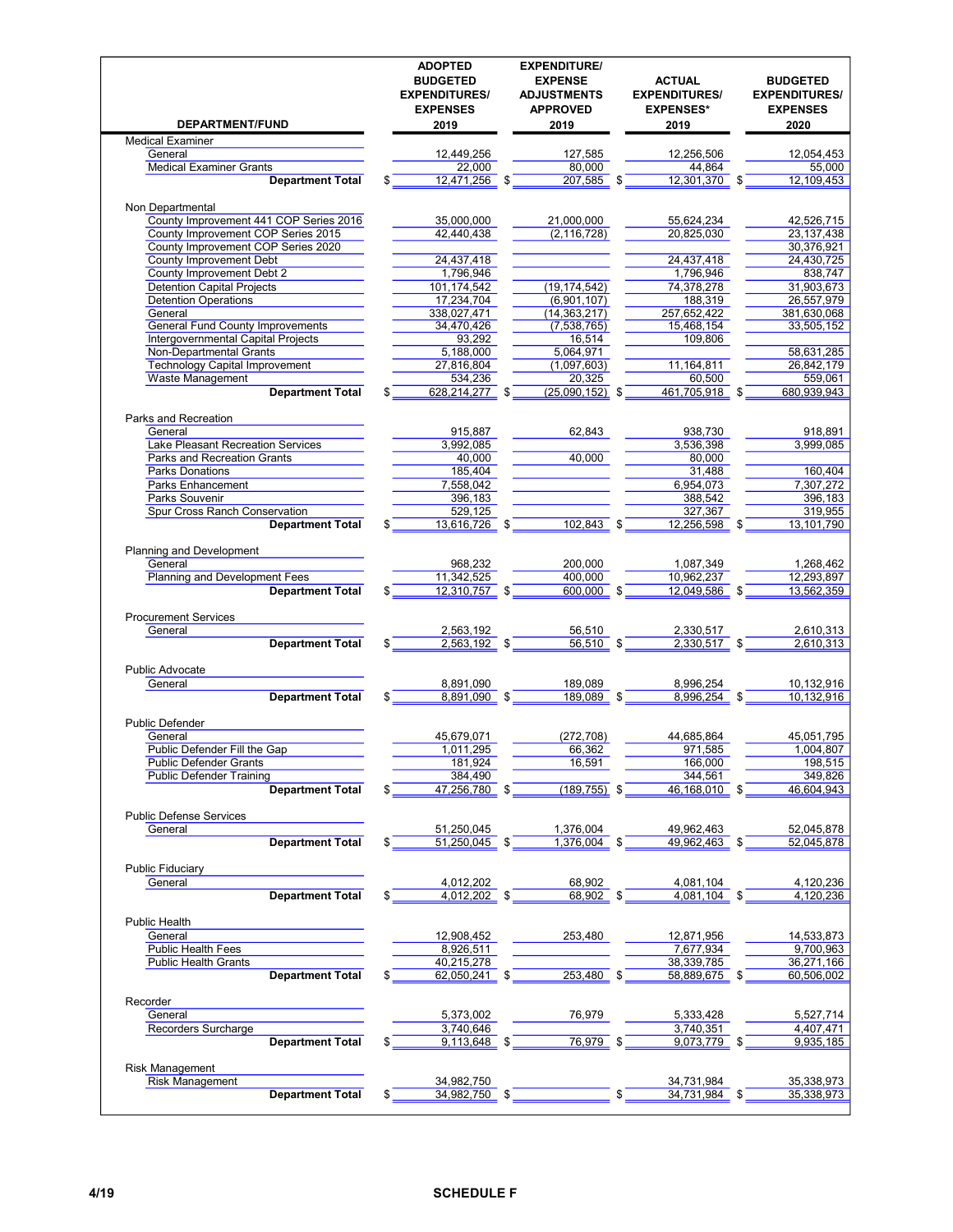| DEPARTMENT/FUND | ADOPTED BUDGETED EXPENDITURES/ EXPENSES 2019 | EXPENDITURE/ EXPENSE ADJUSTMENTS APPROVED 2019 | ACTUAL EXPENDITURES/ EXPENSES* 2019 | BUDGETED EXPENDITURES/ EXPENSES 2020 |
|---|---|---|---|---|
| Medical Examiner | | | | |
| General | 12,449,256 | 127,585 | 12,256,506 | 12,054,453 |
| Medical Examiner Grants | 22,000 | 80,000 | 44,864 | 55,000 |
| **Department Total** | $ 12,471,256 | $ 207,585 | $ 12,301,370 | $ 12,109,453 |
| Non Departmental | | | | |
| County Improvement 441 COP Series 2016 | 35,000,000 | 21,000,000 | 55,624,234 | 42,526,715 |
| County Improvement COP Series 2015 | 42,440,438 | (2,116,728) | 20,825,030 | 23,137,438 |
| County Improvement COP Series 2020 | | | | 30,376,921 |
| County Improvement Debt | 24,437,418 | | 24,437,418 | 24,430,725 |
| County Improvement Debt 2 | 1,796,946 | | 1,796,946 | 838,747 |
| Detention Capital Projects | 101,174,542 | (19,174,542) | 74,378,278 | 31,903,673 |
| Detention Operations | 17,234,704 | (6,901,107) | 188,319 | 26,557,979 |
| General | 338,027,471 | (14,363,217) | 257,652,422 | 381,630,068 |
| General Fund County Improvements | 34,470,426 | (7,538,765) | 15,468,154 | 33,505,152 |
| Intergovernmental Capital Projects | 93,292 | 16,514 | 109,806 | |
| Non-Departmental Grants | 5,188,000 | 5,064,971 | | 58,631,285 |
| Technology Capital Improvement | 27,816,804 | (1,097,603) | 11,164,811 | 26,842,179 |
| Waste Management | 534,236 | 20,325 | 60,500 | 559,061 |
| **Department Total** | $ 628,214,277 | $ (25,090,152) | $ 461,705,918 | $ 680,939,943 |
| Parks and Recreation | | | | |
| General | 915,887 | 62,843 | 938,730 | 918,891 |
| Lake Pleasant Recreation Services | 3,992,085 | | 3,536,398 | 3,999,085 |
| Parks and Recreation Grants | 40,000 | 40,000 | 80,000 | |
| Parks Donations | 185,404 | | 31,488 | 160,404 |
| Parks Enhancement | 7,558,042 | | 6,954,073 | 7,307,272 |
| Parks Souvenir | 396,183 | | 388,542 | 396,183 |
| Spur Cross Ranch Conservation | 529,125 | | 327,367 | 319,955 |
| **Department Total** | $ 13,616,726 | $ 102,843 | $ 12,256,598 | $ 13,101,790 |
| Planning and Development | | | | |
| General | 968,232 | 200,000 | 1,087,349 | 1,268,462 |
| Planning and Development Fees | 11,342,525 | 400,000 | 10,962,237 | 12,293,897 |
| **Department Total** | $ 12,310,757 | $ 600,000 | $ 12,049,586 | $ 13,562,359 |
| Procurement Services | | | | |
| General | 2,563,192 | 56,510 | 2,330,517 | 2,610,313 |
| **Department Total** | $ 2,563,192 | $ 56,510 | $ 2,330,517 | $ 2,610,313 |
| Public Advocate | | | | |
| General | 8,891,090 | 189,089 | 8,996,254 | 10,132,916 |
| **Department Total** | $ 8,891,090 | $ 189,089 | $ 8,996,254 | $ 10,132,916 |
| Public Defender | | | | |
| General | 45,679,071 | (272,708) | 44,685,864 | 45,051,795 |
| Public Defender Fill the Gap | 1,011,295 | 66,362 | 971,585 | 1,004,807 |
| Public Defender Grants | 181,924 | 16,591 | 166,000 | 198,515 |
| Public Defender Training | 384,490 | | 344,561 | 349,826 |
| **Department Total** | $ 47,256,780 | $ (189,755) | $ 46,168,010 | $ 46,604,943 |
| Public Defense Services | | | | |
| General | 51,250,045 | 1,376,004 | 49,962,463 | 52,045,878 |
| **Department Total** | $ 51,250,045 | $ 1,376,004 | $ 49,962,463 | $ 52,045,878 |
| Public Fiduciary | | | | |
| General | 4,012,202 | 68,902 | 4,081,104 | 4,120,236 |
| **Department Total** | $ 4,012,202 | $ 68,902 | $ 4,081,104 | $ 4,120,236 |
| Public Health | | | | |
| General | 12,908,452 | 253,480 | 12,871,956 | 14,533,873 |
| Public Health Fees | 8,926,511 | | 7,677,934 | 9,700,963 |
| Public Health Grants | 40,215,278 | | 38,339,785 | 36,271,166 |
| **Department Total** | $ 62,050,241 | $ 253,480 | $ 58,889,675 | $ 60,506,002 |
| Recorder | | | | |
| General | 5,373,002 | 76,979 | 5,333,428 | 5,527,714 |
| Recorders Surcharge | 3,740,646 | | 3,740,351 | 4,407,471 |
| **Department Total** | $ 9,113,648 | $ 76,979 | $ 9,073,779 | $ 9,935,185 |
| Risk Management | | | | |
| Risk Management | 34,982,750 | | 34,731,984 | 35,338,973 |
| **Department Total** | $ 34,982,750 | $ | $ 34,731,984 | $ 35,338,973 |

4/19

**SCHEDULE F**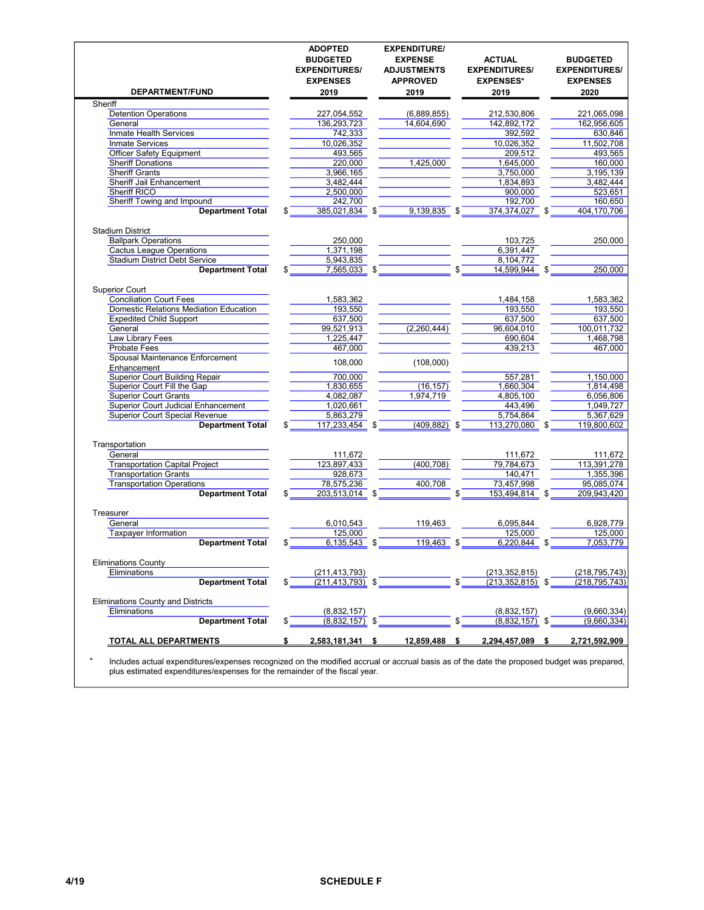| DEPARTMENT/FUND | ADOPTED BUDGETED EXPENDITURES/ EXPENSES 2019 | EXPENDITURE/ EXPENSE ADJUSTMENTS APPROVED 2019 | ACTUAL EXPENDITURES/ EXPENSES* 2019 | BUDGETED EXPENDITURES/ EXPENSES 2020 |
|---|---|---|---|---|
| Sheriff | | | | |
| Detention Operations | 227,054,552 | (6,889,855) | 212,530,806 | 221,065,098 |
| General | 136,293,723 | 14,604,690 | 142,892,172 | 162,956,605 |
| Inmate Health Services | 742,333 | | 392,592 | 630,846 |
| Inmate Services | 10,026,352 | | 10,026,352 | 11,502,708 |
| Officer Safety Equipment | 493,565 | | 209,512 | 493,565 |
| Sheriff Donations | 220,000 | 1,425,000 | 1,645,000 | 160,000 |
| Sheriff Grants | 3,966,165 | | 3,750,000 | 3,195,139 |
| Sheriff Jail Enhancement | 3,482,444 | | 1,834,893 | 3,482,444 |
| Sheriff RICO | 2,500,000 | | 900,000 | 523,651 |
| Sheriff Towing and Impound | 242,700 | | 192,700 | 160,650 |
| **Department Total** | $ 385,021,834 | $ 9,139,835 | $ 374,374,027 | $ 404,170,706 |
| Stadium District | | | | |
| Ballpark Operations | 250,000 | | 103,725 | 250,000 |
| Cactus League Operations | 1,371,198 | | 6,391,447 | |
| Stadium District Debt Service | 5,943,835 | | 8,104,772 | |
| **Department Total** | $ 7,565,033 | $ | $ 14,599,944 | $ 250,000 |
| Superior Court | | | | |
| Conciliation Court Fees | 1,583,362 | | 1,484,158 | 1,583,362 |
| Domestic Relations Mediation Education | 193,550 | | 193,550 | 193,550 |
| Expedited Child Support | 637,500 | | 637,500 | 637,500 |
| General | 99,521,913 | (2,260,444) | 96,604,010 | 100,011,732 |
| Law Library Fees | 1,225,447 | | 690,604 | 1,468,798 |
| Probate Fees | 467,000 | | 439,213 | 467,000 |
| Spousal Maintenance Enforcement Enhancement | 108,000 | (108,000) | | |
| Superior Court Building Repair | 700,000 | | 557,281 | 1,150,000 |
| Superior Court Fill the Gap | 1,830,655 | (16,157) | 1,660,304 | 1,814,498 |
| Superior Court Grants | 4,082,087 | 1,974,719 | 4,805,100 | 6,056,806 |
| Superior Court Judicial Enhancement | 1,020,661 | | 443,496 | 1,049,727 |
| Superior Court Special Revenue | 5,863,279 | | 5,754,864 | 5,367,629 |
| **Department Total** | $ 117,233,454 | $ (409,882) | $ 113,270,080 | $ 119,800,602 |
| Transportation | | | | |
| General | 111,672 | | 111,672 | 111,672 |
| Transportation Capital Project | 123,897,433 | (400,708) | 79,784,673 | 113,391,278 |
| Transportation Grants | 928,673 | | 140,471 | 1,355,396 |
| Transportation Operations | 78,575,236 | 400,708 | 73,457,998 | 95,085,074 |
| **Department Total** | $ 203,513,014 | $ | $ 153,494,814 | $ 209,943,420 |
| Treasurer | | | | |
| General | 6,010,543 | 119,463 | 6,095,844 | 6,928,779 |
| Taxpayer Information | 125,000 | | 125,000 | 125,000 |
| **Department Total** | $ 6,135,543 | $ 119,463 | $ 6,220,844 | $ 7,053,779 |
| Eliminations County | | | | |
| Eliminations | (211,413,793) | | (213,352,815) | (218,795,743) |
| **Department Total** | $ (211,413,793) | $ | $ (213,352,815) | $ (218,795,743) |
| Eliminations County and Districts | | | | |
| Eliminations | (8,832,157) | | (8,832,157) | (9,660,334) |
| **Department Total** | $ (8,832,157) | $ | $ (8,832,157) | $ (9,660,334) |
| **TOTAL ALL DEPARTMENTS** | **$ 2,583,181,341** | **$ 12,859,488** | **$ 2,294,457,089** | **$ 2,721,592,909** |

\* Includes actual expenditures/expenses recognized on the modified accrual or accrual basis as of the date the proposed budget was prepared, plus estimated expenditures/expenses for the remainder of the fiscal year.

4/19 SCHEDULE F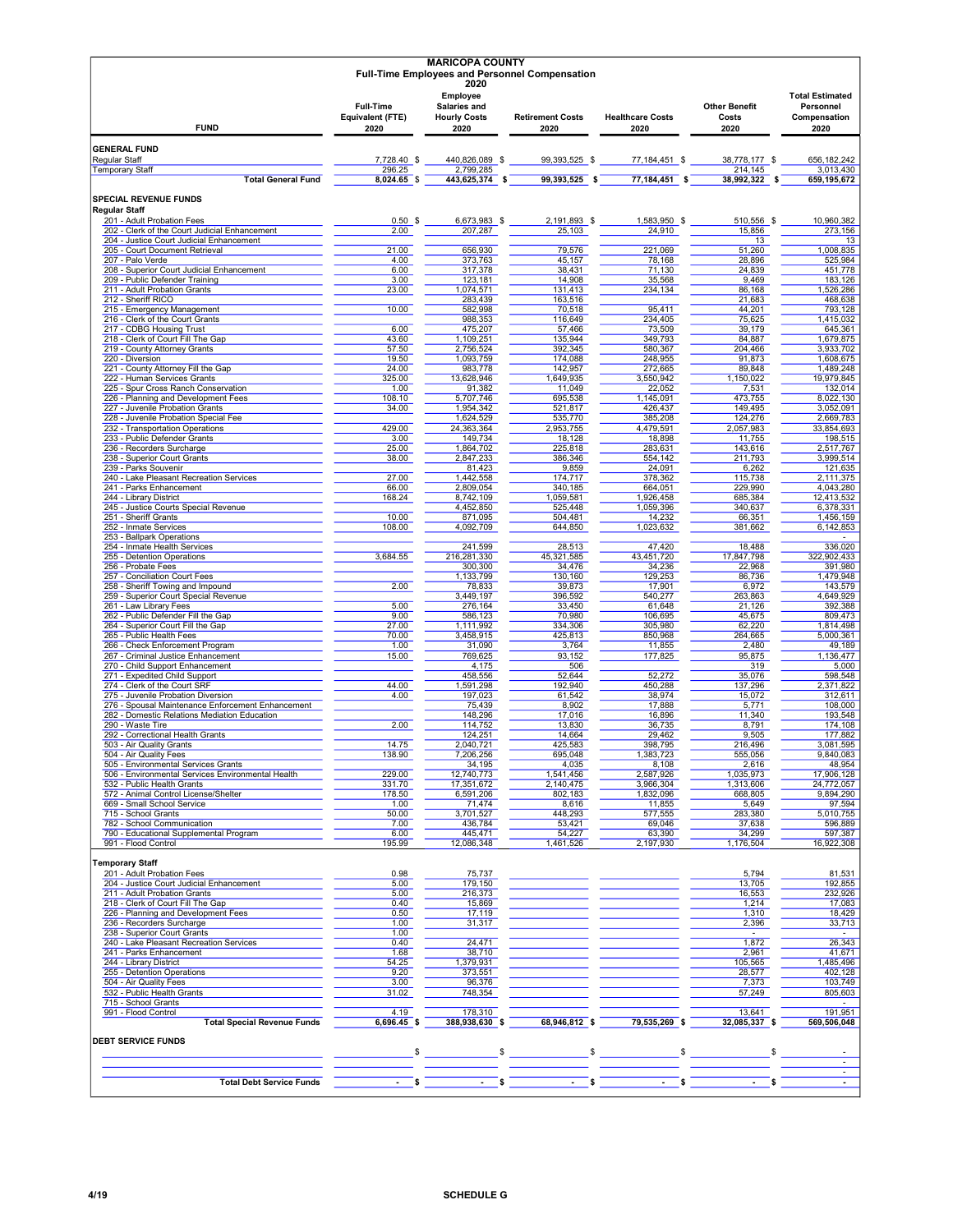# MARICOPA COUNTY

## Full-Time Employees and Personnel Compensation

### 2020

| FUND | Full-Time Equivalent (FTE) 2020 | Employee Salaries and Hourly Costs 2020 | Retirement Costs 2020 | Healthcare Costs 2020 | Other Benefit Costs 2020 | Total Estimated Personnel Compensation 2020 |
|---|---|---|---|---|---|---|
| **GENERAL FUND** | | | | | | |
| Regular Staff | 7,728.40 $ | 440,826,089 $ | 99,393,525 $ | 77,184,451 $ | 38,778,177 $ | 656,182,242 |
| Temporary Staff | 296.25 | 2,799,285 | | | 214,145 | 3,013,430 |
| **Total General Fund** | 8,024.65 $ | 443,625,374 $ | 99,393,525 $ | 77,184,451 $ | 38,992,322 $ | 659,195,672 |
| **SPECIAL REVENUE FUNDS** | | | | | | |
| **Regular Staff** | | | | | | |
| 201 - Adult Probation Fees | 0.50 $ | 6,673,983 $ | 2,191,893 $ | 1,583,950 $ | 510,556 $ | 10,960,382 |
| 202 - Clerk of the Court Judicial Enhancement | 2.00 | 207,287 | 25,103 | 24,910 | 15,856 | 273,156 |
| 204 - Justice Court Judicial Enhancement | | | | | 13 | 13 |
| 205 - Court Document Retrieval | 21.00 | 656,930 | 79,576 | 221,069 | 51,260 | 1,008,835 |
| 207 - Palo Verde | 4.00 | 373,763 | 45,157 | 78,168 | 28,896 | 525,984 |
| 208 - Superior Court Judicial Enhancement | 6.00 | 317,378 | 38,431 | 71,130 | 24,839 | 451,778 |
| 209 - Public Defender Training | 3.00 | 123,181 | 14,908 | 35,568 | 9,469 | 183,126 |
| 211 - Adult Probation Grants | 23.00 | 1,074,571 | 131,413 | 234,134 | 86,168 | 1,526,286 |
| 212 - Sheriff RICO | | 283,439 | 163,516 | | 21,683 | 468,638 |
| 215 - Emergency Management | 10.00 | 582,998 | 70,518 | 95,411 | 44,201 | 793,128 |
| 216 - Clerk of the Court Grants | | 988,353 | 116,649 | 234,405 | 75,625 | 1,415,032 |
| 217 - CDBG Housing Trust | 6.00 | 475,207 | 57,466 | 73,509 | 39,179 | 645,361 |
| 218 - Clerk of Court Fill The Gap | 43.60 | 1,109,251 | 135,944 | 349,793 | 84,887 | 1,679,875 |
| 219 - County Attorney Grants | 57.50 | 2,756,524 | 392,345 | 580,367 | 204,466 | 3,933,702 |
| 220 - Diversion | 19.50 | 1,093,759 | 174,088 | 248,955 | 91,873 | 1,608,675 |
| 221 - County Attorney Fill the Gap | 24.00 | 983,778 | 142,957 | 272,665 | 89,848 | 1,489,248 |
| 222 - Human Services Grants | 325.00 | 13,628,946 | 1,649,935 | 3,550,942 | 1,150,022 | 19,979,845 |
| 225 - Spur Cross Ranch Conservation | 1.00 | 91,382 | 11,049 | 22,052 | 7,531 | 132,014 |
| 226 - Planning and Development Fees | 108.10 | 5,707,746 | 695,538 | 1,145,091 | 473,755 | 8,022,130 |
| 227 - Juvenile Probation Grants | 34.00 | 1,954,342 | 521,817 | 426,437 | 149,495 | 3,052,091 |
| 228 - Juvenile Probation Special Fee | | 1,624,529 | 535,770 | 385,208 | 124,276 | 2,669,783 |
| 232 - Transportation Operations | 429.00 | 24,363,364 | 2,953,755 | 4,479,591 | 2,057,983 | 33,854,693 |
| 233 - Public Defender Grants | 3.00 | 149,734 | 18,128 | 18,898 | 11,755 | 198,515 |
| 236 - Recorders Surcharge | 25.00 | 1,864,702 | 225,818 | 283,631 | 143,616 | 2,517,767 |
| 238 - Superior Court Grants | 38.00 | 2,847,233 | 386,346 | 554,142 | 211,793 | 3,999,514 |
| 239 - Parks Souvenir | | 81,423 | 9,859 | 24,091 | 6,262 | 121,635 |
| 240 - Lake Pleasant Recreation Services | 27.00 | 1,442,558 | 174,717 | 378,362 | 115,738 | 2,111,375 |
| 241 - Parks Enhancement | 66.00 | 2,809,054 | 340,185 | 664,051 | 229,990 | 4,043,280 |
| 244 - Library District | 168.24 | 8,742,109 | 1,059,581 | 1,926,458 | 685,384 | 12,413,532 |
| 245 - Justice Courts Special Revenue | | 4,452,850 | 525,448 | 1,059,396 | 340,637 | 6,378,331 |
| 251 - Sheriff Grants | 10.00 | 871,095 | 504,481 | 14,232 | 66,351 | 1,456,159 |
| 252 - Inmate Services | 108.00 | 4,092,709 | 644,850 | 1,023,632 | 381,662 | 6,142,853 |
| 253 - Ballpark Operations | | | | | | - |
| 254 - Inmate Health Services | | 241,599 | 28,513 | 47,420 | 18,488 | 336,020 |
| 255 - Detention Operations | 3,684.55 | 216,281,330 | 45,321,585 | 43,451,720 | 17,847,798 | 322,902,433 |
| 256 - Probate Fees | | 300,300 | 34,476 | 34,236 | 22,968 | 391,980 |
| 257 - Conciliation Court Fees | | 1,133,799 | 130,160 | 129,253 | 86,736 | 1,479,948 |
| 258 - Sheriff Towing and Impound | 2.00 | 78,833 | 39,873 | 17,901 | 6,972 | 143,579 |
| 259 - Superior Court Special Revenue | | 3,449,197 | 396,592 | 540,277 | 263,863 | 4,649,929 |
| 261 - Law Library Fees | 5.00 | 276,164 | 33,450 | 61,648 | 21,126 | 392,388 |
| 262 - Public Defender Fill the Gap | 9.00 | 586,123 | 70,980 | 106,695 | 45,675 | 809,473 |
| 264 - Superior Court Fill the Gap | 27.00 | 1,111,992 | 334,306 | 305,980 | 62,220 | 1,814,498 |
| 265 - Public Health Fees | 70.00 | 3,458,915 | 425,813 | 850,968 | 264,665 | 5,000,361 |
| 266 - Check Enforcement Program | 1.00 | 31,090 | 3,764 | 11,855 | 2,480 | 49,189 |
| 267 - Criminal Justice Enhancement | 15.00 | 769,625 | 93,152 | 177,825 | 95,875 | 1,136,477 |
| 270 - Child Support Enhancement | | 4,175 | 506 | | 319 | 5,000 |
| 271 - Expedited Child Support | | 458,556 | 52,644 | 52,272 | 35,076 | 598,548 |
| 274 - Clerk of the Court SRF | 44.00 | 1,591,298 | 192,940 | 450,288 | 137,296 | 2,371,822 |
| 275 - Juvenile Probation Diversion | 4.00 | 197,023 | 61,542 | 38,974 | 15,072 | 312,611 |
| 276 - Spousal Maintenance Enforcement Enhancement | | 75,439 | 8,902 | 17,888 | 5,771 | 108,000 |
| 282 - Domestic Relations Mediation Education | | 148,296 | 17,016 | 16,896 | 11,340 | 193,548 |
| 290 - Waste Tire | 2.00 | 114,752 | 13,830 | 36,735 | 8,791 | 174,108 |
| 292 - Correctional Health Grants | | 124,251 | 14,664 | 29,462 | 9,505 | 177,882 |
| 503 - Air Quality Grants | 14.75 | 2,040,721 | 425,583 | 398,795 | 216,496 | 3,081,595 |
| 504 - Air Quality Fees | 138.90 | 7,206,256 | 695,048 | 1,383,723 | 555,056 | 9,840,083 |
| 505 - Environmental Services Grants | | 34,195 | 4,035 | 8,108 | 2,616 | 48,954 |
| 506 - Environmental Services Environmental Health | 229.00 | 12,740,773 | 1,541,456 | 2,587,926 | 1,035,973 | 17,906,128 |
| 532 - Public Health Grants | 331.70 | 17,351,672 | 2,140,475 | 3,966,304 | 1,313,606 | 24,772,057 |
| 572 - Animal Control License/Shelter | 178.50 | 6,591,206 | 802,183 | 1,832,096 | 668,805 | 9,894,290 |
| 669 - Small School Service | 1.00 | 71,474 | 8,616 | 11,855 | 5,649 | 97,594 |
| 715 - School Grants | 50.00 | 3,701,527 | 448,293 | 577,555 | 283,380 | 5,010,755 |
| 782 - School Communication | 7.00 | 436,784 | 53,421 | 69,046 | 37,638 | 596,889 |
| 790 - Educational Supplemental Program | 6.00 | 445,471 | 54,227 | 63,390 | 34,299 | 597,387 |
| 991 - Flood Control | 195.99 | 12,086,348 | 1,461,526 | 2,197,930 | 1,176,504 | 16,922,308 |
| **Temporary Staff** | | | | | | |
| 201 - Adult Probation Fees | 0.98 | 75,737 | | | 5,794 | 81,531 |
| 204 - Justice Court Judicial Enhancement | 5.00 | 179,150 | | | 13,705 | 192,855 |
| 211 - Adult Probation Grants | 5.00 | 216,373 | | | 16,553 | 232,926 |
| 218 - Clerk of Court Fill The Gap | 0.40 | 15,869 | | | 1,214 | 17,083 |
| 226 - Planning and Development Fees | 0.50 | 17,119 | | | 1,310 | 18,429 |
| 236 - Recorders Surcharge | 1.00 | 31,317 | | | 2,396 | 33,713 |
| 238 - Superior Court Grants | 1.00 | | | | - | - |
| 240 - Lake Pleasant Recreation Services | 0.40 | 24,471 | | | 1,872 | 26,343 |
| 241 - Parks Enhancement | 1.68 | 38,710 | | | 2,961 | 41,671 |
| 244 - Library District | 54.25 | 1,379,931 | | | 105,565 | 1,485,496 |
| 255 - Detention Operations | 9.20 | 373,551 | | | 28,577 | 402,128 |
| 504 - Air Quality Fees | 3.00 | 96,376 | | | 7,373 | 103,749 |
| 532 - Public Health Grants | 31.02 | 748,354 | | | 57,249 | 805,603 |
| 715 - School Grants | | | | | | - |
| 991 - Flood Control | 4.19 | 178,310 | | | 13,641 | 191,951 |
| **Total Special Revenue Funds** | 6,696.45 $ | 388,938,630 $ | 68,946,812 $ | 79,535,269 $ | 32,085,337 $ | 569,506,048 |
| **DEBT SERVICE FUNDS** | | | | | | |
| | $ | $ | $ | $ | $ | - |
| | | | | | | - |
| | | | | | | - |
| **Total Debt Service Funds** | - $ | - $ | - $ | - $ | - $ | - |

4/19 SCHEDULE G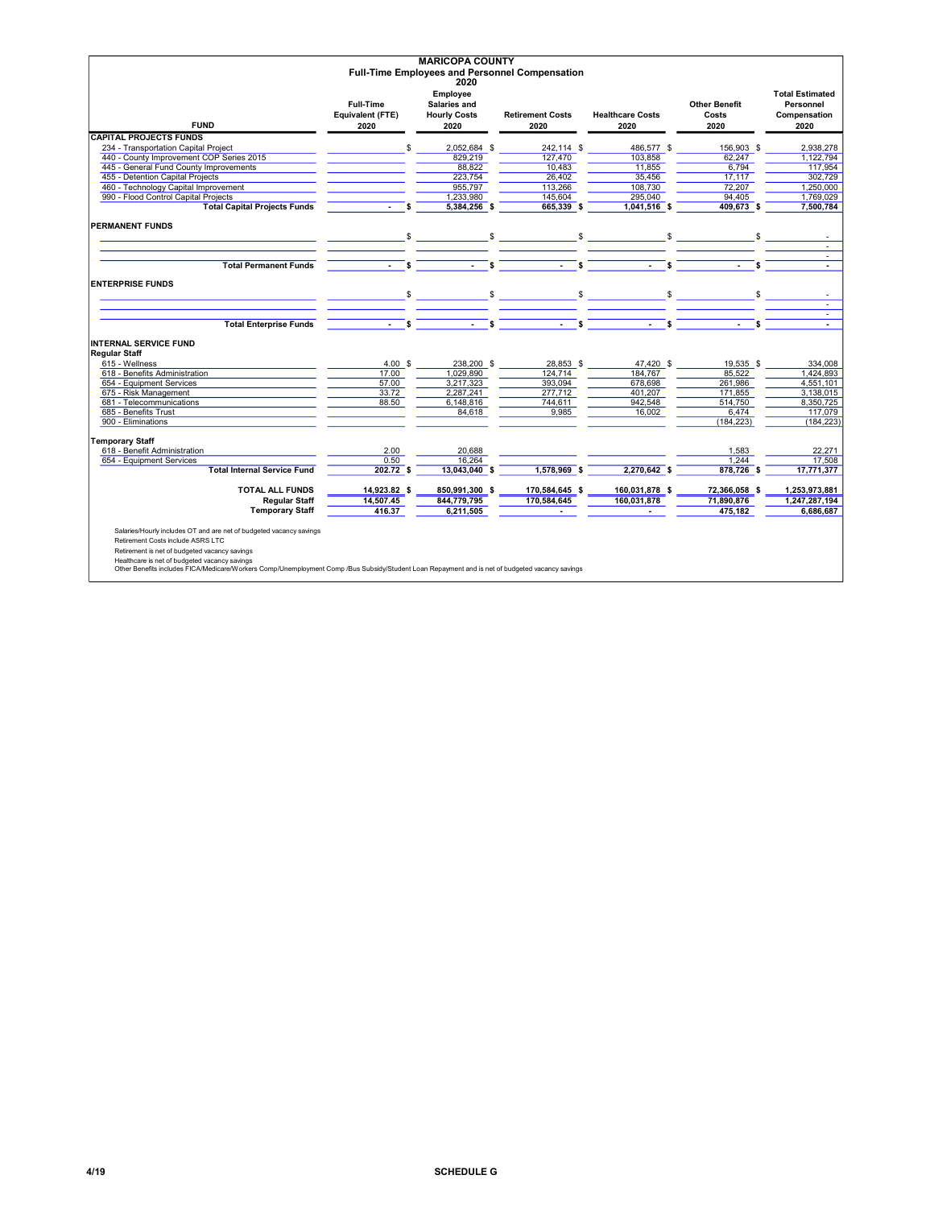# MARICOPA COUNTY
## Full-Time Employees and Personnel Compensation
### 2020

| FUND | Full-Time Equivalent (FTE) 2020 | Employee Salaries and Hourly Costs 2020 | Retirement Costs 2020 | Healthcare Costs 2020 | Other Benefit Costs 2020 | Total Estimated Personnel Compensation 2020 |
|---|---|---|---|---|---|---|
| **CAPITAL PROJECTS FUNDS** | | | | | | |
| 234 - Transportation Capital Project | | $ 2,052,684 | $ 242,114 | $ 486,577 | $ 156,903 | $ 2,938,278 |
| 440 - County Improvement COP Series 2015 | | 829,219 | 127,470 | 103,858 | 62,247 | 1,122,794 |
| 445 - General Fund County Improvements | | 88,822 | 10,483 | 11,855 | 6,794 | 117,954 |
| 455 - Detention Capital Projects | | 223,754 | 26,402 | 35,456 | 17,117 | 302,729 |
| 460 - Technology Capital Improvement | | 955,797 | 113,266 | 108,730 | 72,207 | 1,250,000 |
| 990 - Flood Control Capital Projects | | 1,233,980 | 145,604 | 295,040 | 94,405 | 1,769,029 |
| **Total Capital Projects Funds** | - | $ 5,384,256 | $ 665,339 | $ 1,041,516 | $ 409,673 | $ 7,500,784 |
| **PERMANENT FUNDS** | | | | | | |
| | | $ | $ | $ | $ | $ - |
| | | | | | | - |
| | | | | | | - |
| **Total Permanent Funds** | - | $ - | $ - | $ - | $ - | $ - |
| **ENTERPRISE FUNDS** | | | | | | |
| | | $ | $ | $ | $ | $ - |
| | | | | | | - |
| | | | | | | - |
| **Total Enterprise Funds** | - | $ - | $ - | $ - | $ - | $ - |
| **INTERNAL SERVICE FUND** | | | | | | |
| **Regular Staff** | | | | | | |
| 615 - Wellness | 4.00 | $ 238,200 | $ 28,853 | $ 47,420 | $ 19,535 | $ 334,008 |
| 618 - Benefits Administration | 17.00 | 1,029,890 | 124,714 | 184,767 | 85,522 | 1,424,893 |
| 654 - Equipment Services | 57.00 | 3,217,323 | 393,094 | 678,698 | 261,986 | 4,551,101 |
| 675 - Risk Management | 33.72 | 2,287,241 | 277,712 | 401,207 | 171,855 | 3,138,015 |
| 681 - Telecommunications | 88.50 | 6,148,816 | 744,611 | 942,548 | 514,750 | 8,350,725 |
| 685 - Benefits Trust | | 84,618 | 9,985 | 16,002 | 6,474 | 117,079 |
| 900 - Eliminations | | | | | (184,223) | (184,223) |
| **Temporary Staff** | | | | | | |
| 618 - Benefit Administration | 2.00 | 20,688 | | | 1,583 | 22,271 |
| 654 - Equipment Services | 0.50 | 16,264 | | | 1,244 | 17,508 |
| **Total Internal Service Fund** | 202.72 | $ 13,043,040 | $ 1,578,969 | $ 2,270,642 | $ 878,726 | $ 17,771,377 |
| **TOTAL ALL FUNDS** | 14,923.82 | $ 850,991,300 | $ 170,584,645 | $ 160,031,878 | $ 72,366,058 | $ 1,253,973,881 |
| **Regular Staff** | 14,507.45 | 844,779,795 | 170,584,645 | 160,031,878 | 71,890,876 | 1,247,287,194 |
| **Temporary Staff** | 416.37 | 6,211,505 | - | - | 475,182 | 6,686,687 |

Salaries/Hourly includes OT and are net of budgeted vacancy savings
Retirement Costs include ASRS LTC
Retirement is net of budgeted vacancy savings
Healthcare is net of budgeted vacancy savings
Other Benefits includes FICA/Medicare/Workers Comp/Unemployment Comp /Bus Subsidy/Student Loan Repayment and is net of budgeted vacancy savings

4/19 SCHEDULE G